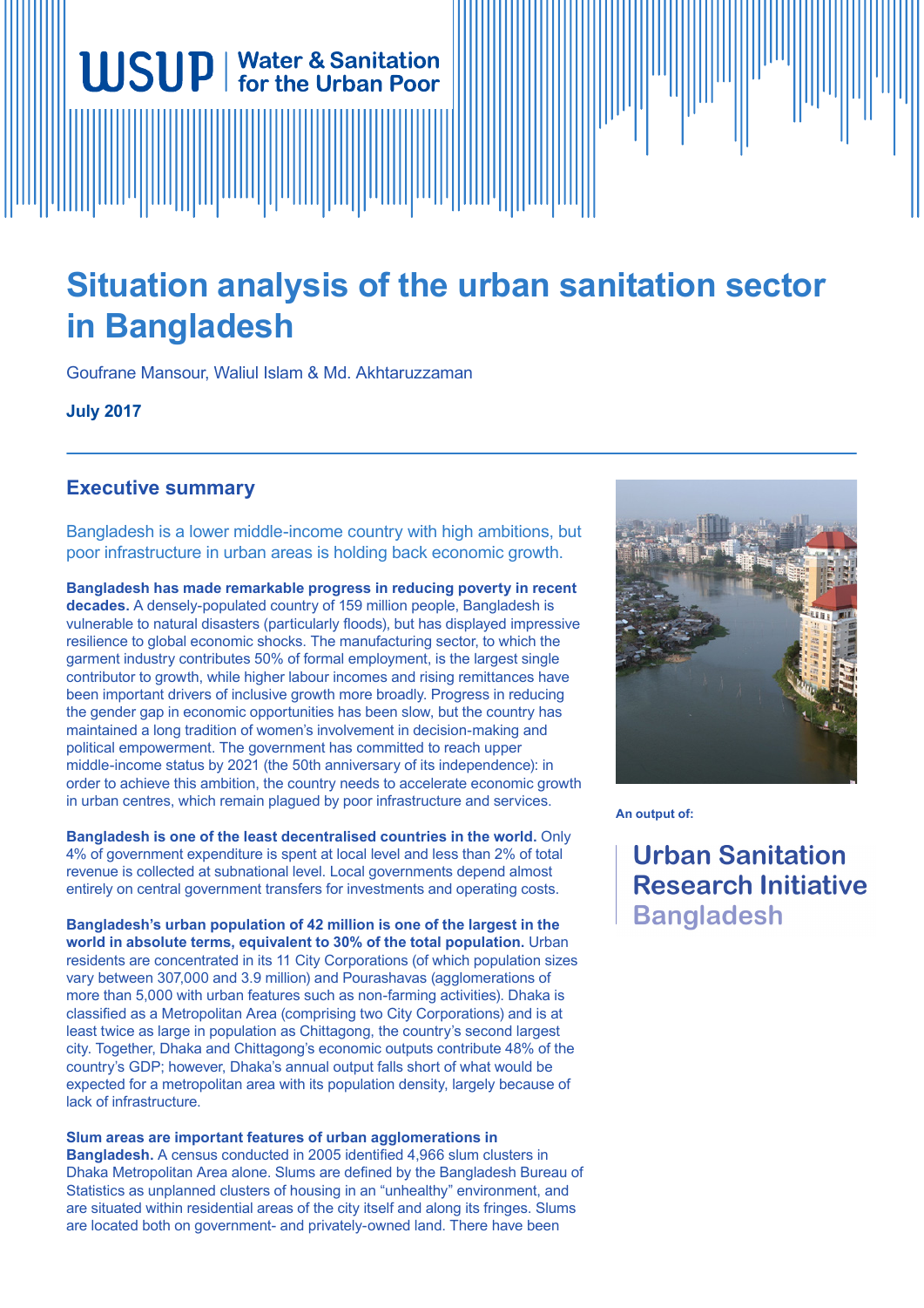WSUP | Water & Sanitation for the Urban Poor

# Situation analysis of the urban sanitation sector in Bangladesh

Goufrane Mansour, Waliul Islam & Md. Akhtaruzzaman

**July 2017**

## Executive summary

Bangladesh is a lower middle-income country with high ambitions, but poor infrastructure in urban areas is holding back economic growth.

**Bangladesh has made remarkable progress in reducing poverty in recent decades.** A densely-populated country of 159 million people, Bangladesh is vulnerable to natural disasters (particularly floods), but has displayed impressive resilience to global economic shocks. The manufacturing sector, to which the garment industry contributes 50% of formal employment, is the largest single contributor to growth, while higher labour incomes and rising remittances have been important drivers of inclusive growth more broadly. Progress in reducing the gender gap in economic opportunities has been slow, but the country has maintained a long tradition of women's involvement in decision-making and political empowerment. The government has committed to reach upper middle-income status by 2021 (the 50th anniversary of its independence): in order to achieve this ambition, the country needs to accelerate economic growth in urban centres, which remain plagued by poor infrastructure and services.

**Bangladesh is one of the least decentralised countries in the world.** Only 4% of government expenditure is spent at local level and less than 2% of total revenue is collected at subnational level. Local governments depend almost entirely on central government transfers for investments and operating costs.

**Bangladesh's urban population of 42 million is one of the largest in the world in absolute terms, equivalent to 30% of the total population.** Urban residents are concentrated in its 11 City Corporations (of which population sizes vary between 307,000 and 3.9 million) and Pourashavas (agglomerations of more than 5,000 with urban features such as non-farming activities). Dhaka is classified as a Metropolitan Area (comprising two City Corporations) and is at least twice as large in population as Chittagong, the country's second largest city. Together, Dhaka and Chittagong's economic outputs contribute 48% of the country's GDP; however, Dhaka's annual output falls short of what would be expected for a metropolitan area with its population density, largely because of lack of infrastructure.

**Slum areas are important features of urban agglomerations in Bangladesh.** A census conducted in 2005 identified 4,966 slum clusters in Dhaka Metropolitan Area alone. Slums are defined by the Bangladesh Bureau of Statistics as unplanned clusters of housing in an "unhealthy" environment, and are situated within residential areas of the city itself and along its fringes. Slums are located both on government- and privately-owned land. There have been

An output of:

**Urban Sanitation Research Initiative Bangladesh**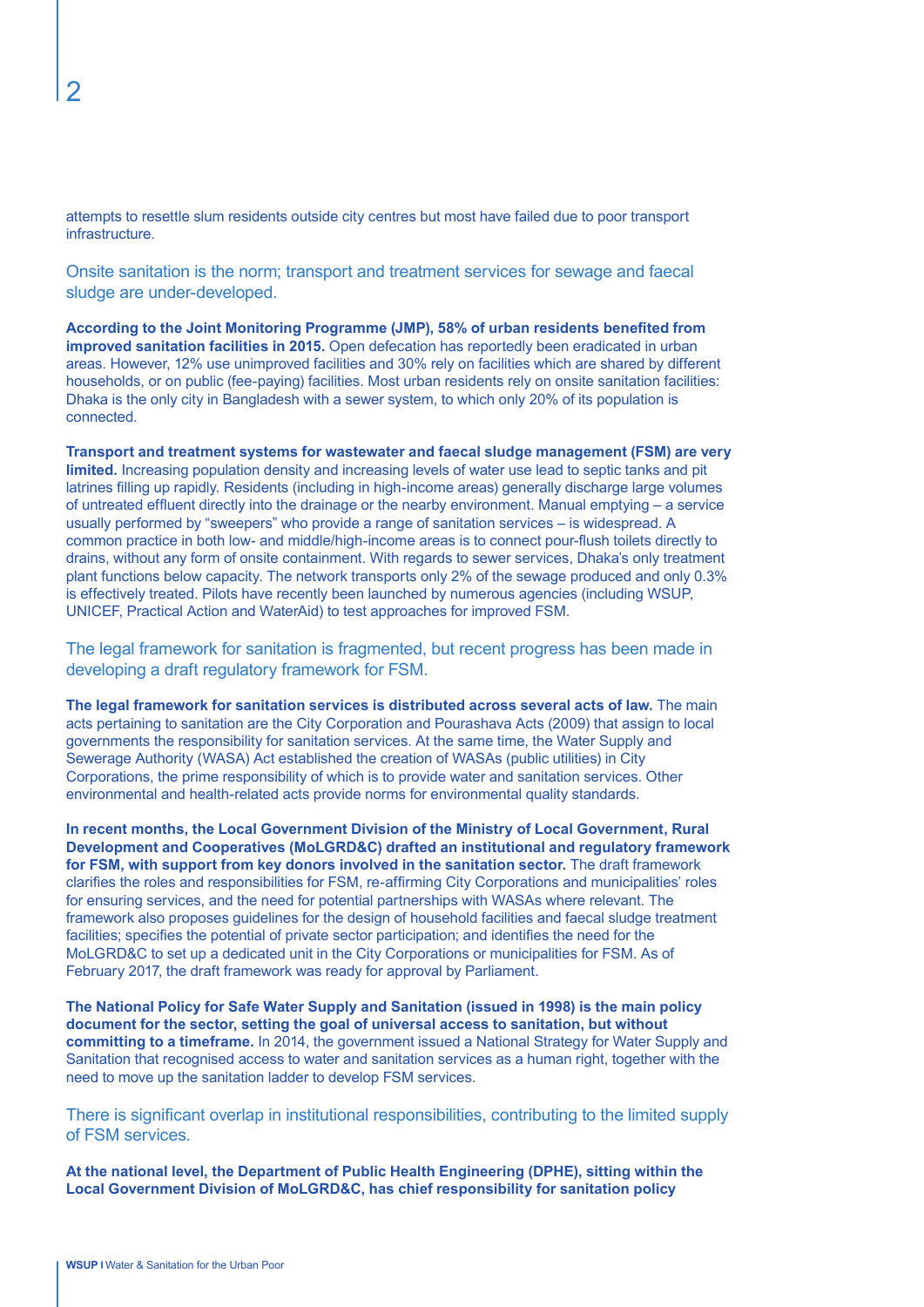attempts to resettle slum residents outside city centres but most have failed due to poor transport infrastructure.

## Onsite sanitation is the norm; transport and treatment services for sewage and faecal sludge are under-developed.

**According to the Joint Monitoring Programme (JMP), 58% of urban residents benefited from improved sanitation facilities in 2015.** Open defecation has reportedly been eradicated in urban areas. However, 12% use unimproved facilities and 30% rely on facilities which are shared by different households, or on public (fee-paying) facilities. Most urban residents rely on onsite sanitation facilities: Dhaka is the only city in Bangladesh with a sewer system, to which only 20% of its population is connected.

**Transport and treatment systems for wastewater and faecal sludge management (FSM) are very limited.** Increasing population density and increasing levels of water use lead to septic tanks and pit latrines filling up rapidly. Residents (including in high-income areas) generally discharge large volumes of untreated effluent directly into the drainage or the nearby environment. Manual emptying – a service usually performed by "sweepers" who provide a range of sanitation services – is widespread. A common practice in both low- and middle/high-income areas is to connect pour-flush toilets directly to drains, without any form of onsite containment. With regards to sewer services, Dhaka's only treatment plant functions below capacity. The network transports only 2% of the sewage produced and only 0.3% is effectively treated. Pilots have recently been launched by numerous agencies (including WSUP, UNICEF, Practical Action and WaterAid) to test approaches for improved FSM.

## The legal framework for sanitation is fragmented, but recent progress has been made in developing a draft regulatory framework for FSM.

**The legal framework for sanitation services is distributed across several acts of law.** The main acts pertaining to sanitation are the City Corporation and Pourashava Acts (2009) that assign to local governments the responsibility for sanitation services. At the same time, the Water Supply and Sewerage Authority (WASA) Act established the creation of WASAs (public utilities) in City Corporations, the prime responsibility of which is to provide water and sanitation services. Other environmental and health-related acts provide norms for environmental quality standards.

**In recent months, the Local Government Division of the Ministry of Local Government, Rural Development and Cooperatives (MoLGRD&C) drafted an institutional and regulatory framework for FSM, with support from key donors involved in the sanitation sector.** The draft framework clarifies the roles and responsibilities for FSM, re-affirming City Corporations and municipalities' roles for ensuring services, and the need for potential partnerships with WASAs where relevant. The framework also proposes guidelines for the design of household facilities and faecal sludge treatment facilities; specifies the potential of private sector participation; and identifies the need for the MoLGRD&C to set up a dedicated unit in the City Corporations or municipalities for FSM. As of February 2017, the draft framework was ready for approval by Parliament.

**The National Policy for Safe Water Supply and Sanitation (issued in 1998) is the main policy document for the sector, setting the goal of universal access to sanitation, but without committing to a timeframe.** In 2014, the government issued a National Strategy for Water Supply and Sanitation that recognised access to water and sanitation services as a human right, together with the need to move up the sanitation ladder to develop FSM services.

## There is significant overlap in institutional responsibilities, contributing to the limited supply of FSM services.

**At the national level, the Department of Public Health Engineering (DPHE), sitting within the Local Government Division of MoLGRD&C, has chief responsibility for sanitation policy**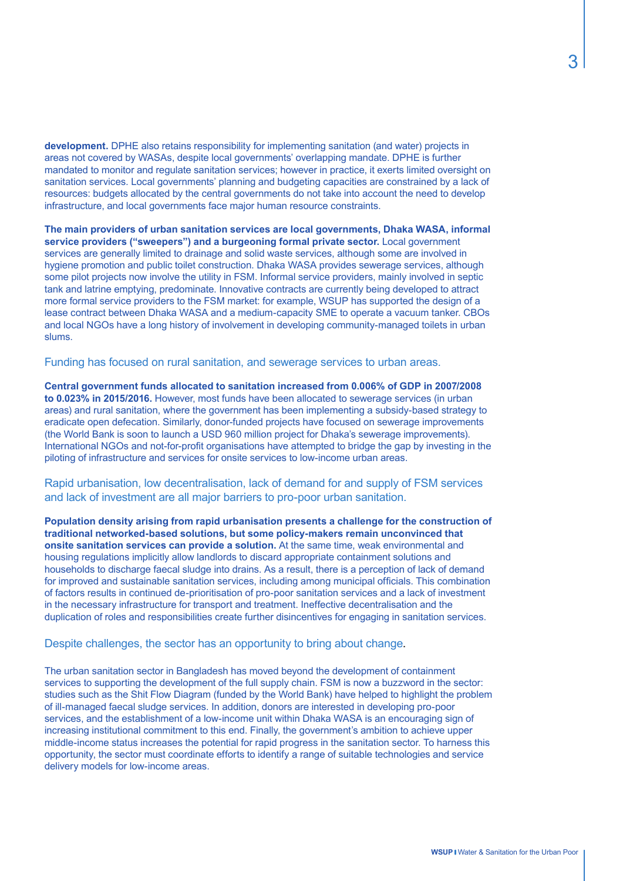**development.** DPHE also retains responsibility for implementing sanitation (and water) projects in areas not covered by WASAs, despite local governments' overlapping mandate. DPHE is further mandated to monitor and regulate sanitation services; however in practice, it exerts limited oversight on sanitation services. Local governments' planning and budgeting capacities are constrained by a lack of resources: budgets allocated by the central governments do not take into account the need to develop infrastructure, and local governments face major human resource constraints.

**The main providers of urban sanitation services are local governments, Dhaka WASA, informal service providers ("sweepers") and a burgeoning formal private sector.** Local government services are generally limited to drainage and solid waste services, although some are involved in hygiene promotion and public toilet construction. Dhaka WASA provides sewerage services, although some pilot projects now involve the utility in FSM. Informal service providers, mainly involved in septic tank and latrine emptying, predominate. Innovative contracts are currently being developed to attract more formal service providers to the FSM market: for example, WSUP has supported the design of a lease contract between Dhaka WASA and a medium-capacity SME to operate a vacuum tanker. CBOs and local NGOs have a long history of involvement in developing community-managed toilets in urban slums.

## Funding has focused on rural sanitation, and sewerage services to urban areas.

**Central government funds allocated to sanitation increased from 0.006% of GDP in 2007/2008 to 0.023% in 2015/2016.** However, most funds have been allocated to sewerage services (in urban areas) and rural sanitation, where the government has been implementing a subsidy-based strategy to eradicate open defecation. Similarly, donor-funded projects have focused on sewerage improvements (the World Bank is soon to launch a USD 960 million project for Dhaka's sewerage improvements). International NGOs and not-for-profit organisations have attempted to bridge the gap by investing in the piloting of infrastructure and services for onsite services to low-income urban areas.

## Rapid urbanisation, low decentralisation, lack of demand for and supply of FSM services and lack of investment are all major barriers to pro-poor urban sanitation.

**Population density arising from rapid urbanisation presents a challenge for the construction of traditional networked-based solutions, but some policy-makers remain unconvinced that onsite sanitation services can provide a solution.** At the same time, weak environmental and housing regulations implicitly allow landlords to discard appropriate containment solutions and households to discharge faecal sludge into drains. As a result, there is a perception of lack of demand for improved and sustainable sanitation services, including among municipal officials. This combination of factors results in continued de-prioritisation of pro-poor sanitation services and a lack of investment in the necessary infrastructure for transport and treatment. Ineffective decentralisation and the duplication of roles and responsibilities create further disincentives for engaging in sanitation services.

## Despite challenges, the sector has an opportunity to bring about change.

The urban sanitation sector in Bangladesh has moved beyond the development of containment services to supporting the development of the full supply chain. FSM is now a buzzword in the sector: studies such as the Shit Flow Diagram (funded by the World Bank) have helped to highlight the problem of ill-managed faecal sludge services. In addition, donors are interested in developing pro-poor services, and the establishment of a low-income unit within Dhaka WASA is an encouraging sign of increasing institutional commitment to this end. Finally, the government's ambition to achieve upper middle-income status increases the potential for rapid progress in the sanitation sector. To harness this opportunity, the sector must coordinate efforts to identify a range of suitable technologies and service delivery models for low-income areas.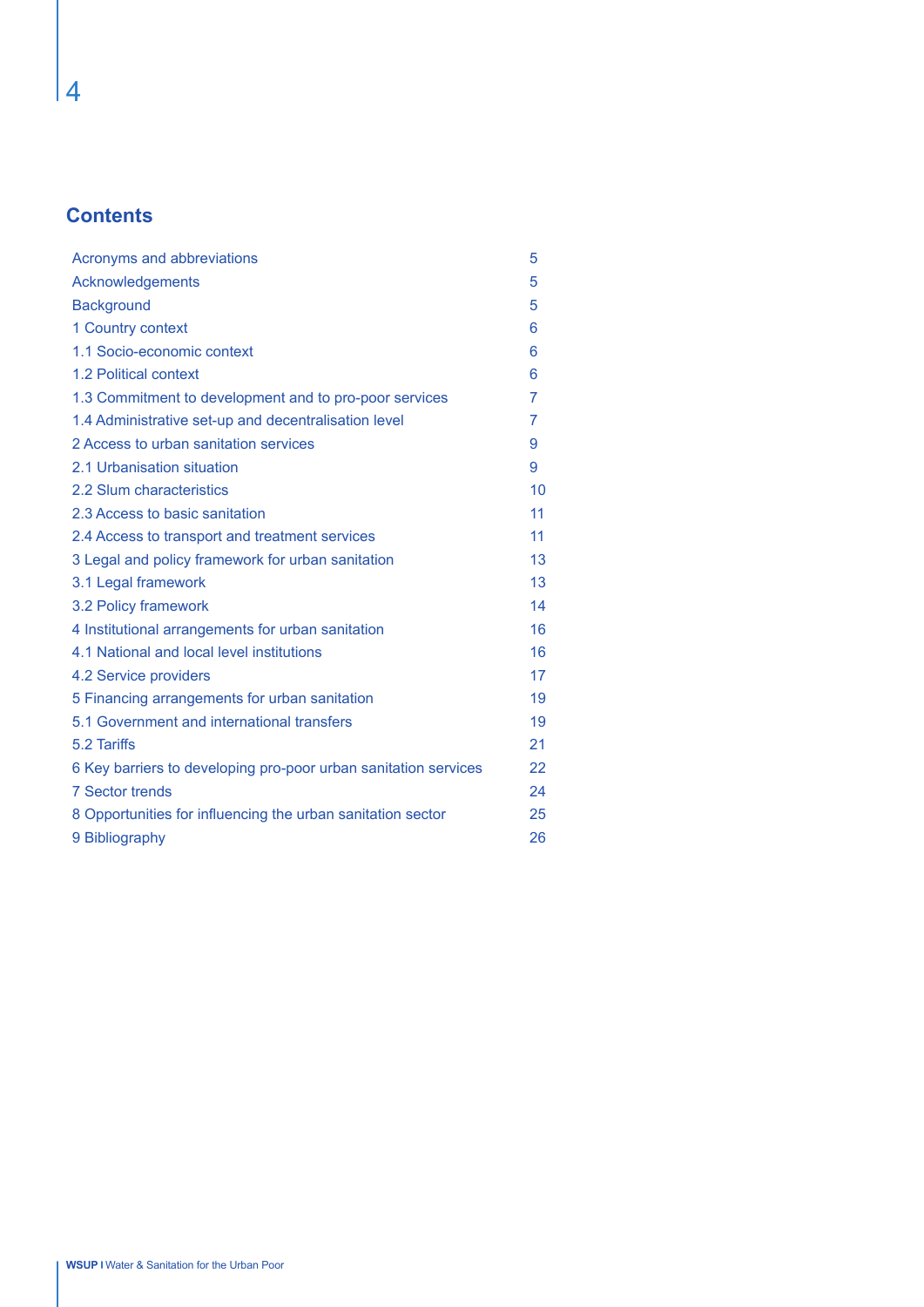## Contents

| | |
|---|---|
| Acronyms and abbreviations | 5 |
| Acknowledgements | 5 |
| Background | 5 |
| 1 Country context | 6 |
| 1.1 Socio-economic context | 6 |
| 1.2 Political context | 6 |
| 1.3 Commitment to development and to pro-poor services | 7 |
| 1.4 Administrative set-up and decentralisation level | 7 |
| 2 Access to urban sanitation services | 9 |
| 2.1 Urbanisation situation | 9 |
| 2.2 Slum characteristics | 10 |
| 2.3 Access to basic sanitation | 11 |
| 2.4 Access to transport and treatment services | 11 |
| 3 Legal and policy framework for urban sanitation | 13 |
| 3.1 Legal framework | 13 |
| 3.2 Policy framework | 14 |
| 4 Institutional arrangements for urban sanitation | 16 |
| 4.1 National and local level institutions | 16 |
| 4.2 Service providers | 17 |
| 5 Financing arrangements for urban sanitation | 19 |
| 5.1 Government and international transfers | 19 |
| 5.2 Tariffs | 21 |
| 6 Key barriers to developing pro-poor urban sanitation services | 22 |
| 7 Sector trends | 24 |
| 8 Opportunities for influencing the urban sanitation sector | 25 |
| 9 Bibliography | 26 |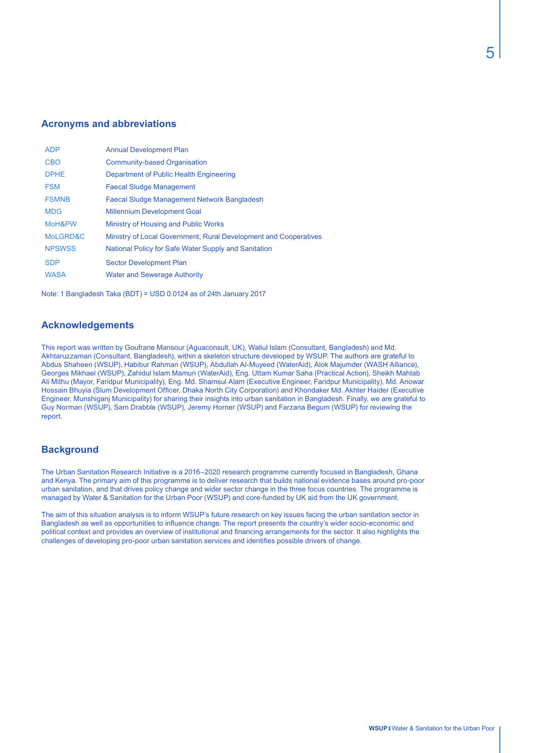## Acronyms and abbreviations

| | |
|---|---|
| ADP | Annual Development Plan |
| CBO | Community-based Organisation |
| DPHE | Department of Public Health Engineering |
| FSM | Faecal Sludge Management |
| FSMNB | Faecal Sludge Management Network Bangladesh |
| MDG | Millennium Development Goal |
| MoH&PW | Ministry of Housing and Public Works |
| MoLGRD&C | Ministry of Local Government, Rural Development and Cooperatives |
| NPSWSS | National Policy for Safe Water Supply and Sanitation |
| SDP | Sector Development Plan |
| WASA | Water and Sewerage Authority |

Note: 1 Bangladesh Taka (BDT) = USD 0.0124 as of 24th January 2017

## Acknowledgements

This report was written by Goufrane Mansour (Aguaconsult, UK), Waliul Islam (Consultant, Bangladesh) and Md. Akhtaruzzaman (Consultant, Bangladesh), within a skeleton structure developed by WSUP. The authors are grateful to Abdus Shaheen (WSUP), Habibur Rahman (WSUP), Abdullah Al-Muyeed (WaterAid), Alok Majumder (WASH Alliance), Georges Mikhael (WSUP), Zahidul Islam Mamun (WaterAid), Eng. Uttam Kumar Saha (Practical Action), Sheikh Mahtab Ali Mithu (Mayor, Faridpur Municipality), Eng. Md. Shamsul Alam (Executive Engineer, Faridpur Municipality), Md. Anowar Hossain Bhuyia (Slum Development Officer, Dhaka North City Corporation) and Khondaker Md. Akhter Haider (Executive Engineer, Munshiganj Municipality) for sharing their insights into urban sanitation in Bangladesh. Finally, we are grateful to Guy Norman (WSUP), Sam Drabble (WSUP), Jeremy Horner (WSUP) and Farzana Begum (WSUP) for reviewing the report.

## Background

The Urban Sanitation Research Initiative is a 2016–2020 research programme currently focused in Bangladesh, Ghana and Kenya. The primary aim of this programme is to deliver research that builds national evidence bases around pro-poor urban sanitation, and that drives policy change and wider sector change in the three focus countries. The programme is managed by Water & Sanitation for the Urban Poor (WSUP) and core-funded by UK aid from the UK government.

The aim of this situation analysis is to inform WSUP's future research on key issues facing the urban sanitation sector in Bangladesh as well as opportunities to influence change. The report presents the country's wider socio-economic and political context and provides an overview of institutional and financing arrangements for the sector. It also highlights the challenges of developing pro-poor urban sanitation services and identifies possible drivers of change.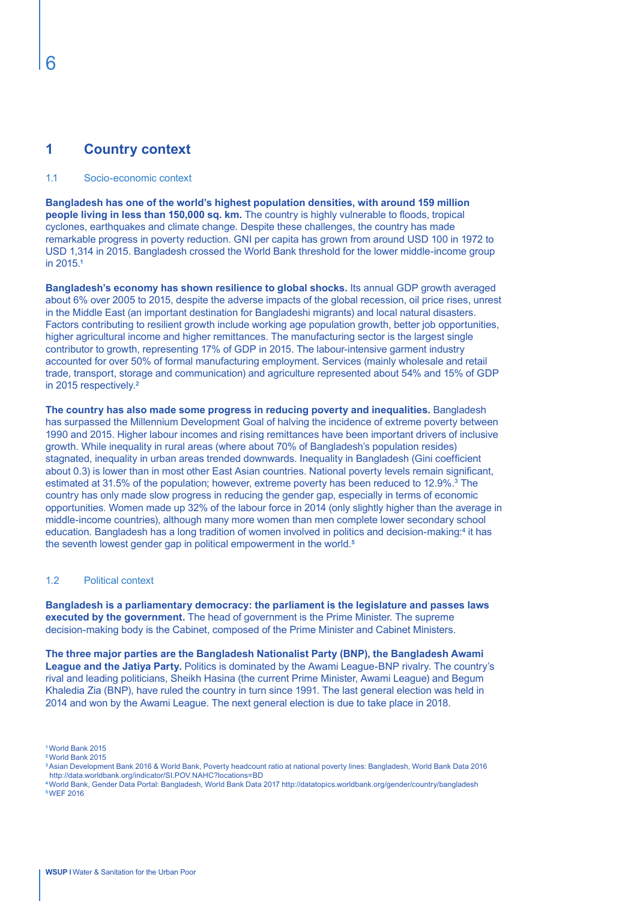# 1 Country context

## 1.1 Socio-economic context

**Bangladesh has one of the world's highest population densities, with around 159 million people living in less than 150,000 sq. km.** The country is highly vulnerable to floods, tropical cyclones, earthquakes and climate change. Despite these challenges, the country has made remarkable progress in poverty reduction. GNI per capita has grown from around USD 100 in 1972 to USD 1,314 in 2015. Bangladesh crossed the World Bank threshold for the lower middle-income group in 2015.[1]

**Bangladesh's economy has shown resilience to global shocks.** Its annual GDP growth averaged about 6% over 2005 to 2015, despite the adverse impacts of the global recession, oil price rises, unrest in the Middle East (an important destination for Bangladeshi migrants) and local natural disasters. Factors contributing to resilient growth include working age population growth, better job opportunities, higher agricultural income and higher remittances. The manufacturing sector is the largest single contributor to growth, representing 17% of GDP in 2015. The labour-intensive garment industry accounted for over 50% of formal manufacturing employment. Services (mainly wholesale and retail trade, transport, storage and communication) and agriculture represented about 54% and 15% of GDP in 2015 respectively.[2]

**The country has also made some progress in reducing poverty and inequalities.** Bangladesh has surpassed the Millennium Development Goal of halving the incidence of extreme poverty between 1990 and 2015. Higher labour incomes and rising remittances have been important drivers of inclusive growth. While inequality in rural areas (where about 70% of Bangladesh's population resides) stagnated, inequality in urban areas trended downwards. Inequality in Bangladesh (Gini coefficient about 0.3) is lower than in most other East Asian countries. National poverty levels remain significant, estimated at 31.5% of the population; however, extreme poverty has been reduced to 12.9%.[3] The country has only made slow progress in reducing the gender gap, especially in terms of economic opportunities. Women made up 32% of the labour force in 2014 (only slightly higher than the average in middle-income countries), although many more women than men complete lower secondary school education. Bangladesh has a long tradition of women involved in politics and decision-making:[4] it has the seventh lowest gender gap in political empowerment in the world.[5]

## 1.2 Political context

**Bangladesh is a parliamentary democracy: the parliament is the legislature and passes laws executed by the government.** The head of government is the Prime Minister. The supreme decision-making body is the Cabinet, composed of the Prime Minister and Cabinet Ministers.

**The three major parties are the Bangladesh Nationalist Party (BNP), the Bangladesh Awami League and the Jatiya Party.** Politics is dominated by the Awami League-BNP rivalry. The country's rival and leading politicians, Sheikh Hasina (the current Prime Minister, Awami League) and Begum Khaledia Zia (BNP), have ruled the country in turn since 1991. The last general election was held in 2014 and won by the Awami League. The next general election is due to take place in 2018.

---

[1] World Bank 2015
[2] World Bank 2015
[3] Asian Development Bank 2016 & World Bank, Poverty headcount ratio at national poverty lines: Bangladesh, World Bank Data 2016 http://data.worldbank.org/indicator/SI.POV.NAHC?locations=BD
[4] World Bank, Gender Data Portal: Bangladesh, World Bank Data 2017 http://datatopics.worldbank.org/gender/country/bangladesh
[5] WEF 2016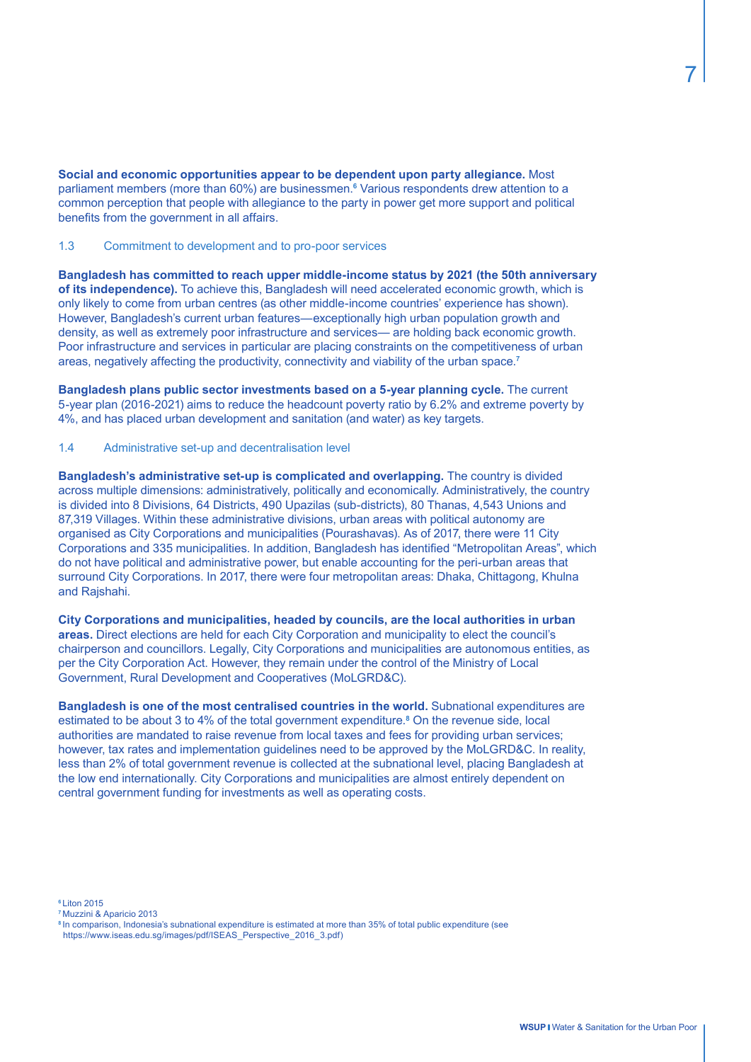**Social and economic opportunities appear to be dependent upon party allegiance.** Most parliament members (more than 60%) are businessmen.[6] Various respondents drew attention to a common perception that people with allegiance to the party in power get more support and political benefits from the government in all affairs.

### 1.3 Commitment to development and to pro-poor services

**Bangladesh has committed to reach upper middle-income status by 2021 (the 50th anniversary of its independence).** To achieve this, Bangladesh will need accelerated economic growth, which is only likely to come from urban centres (as other middle-income countries' experience has shown). However, Bangladesh's current urban features—exceptionally high urban population growth and density, as well as extremely poor infrastructure and services— are holding back economic growth. Poor infrastructure and services in particular are placing constraints on the competitiveness of urban areas, negatively affecting the productivity, connectivity and viability of the urban space.[7]

**Bangladesh plans public sector investments based on a 5-year planning cycle.** The current 5-year plan (2016-2021) aims to reduce the headcount poverty ratio by 6.2% and extreme poverty by 4%, and has placed urban development and sanitation (and water) as key targets.

### 1.4 Administrative set-up and decentralisation level

**Bangladesh's administrative set-up is complicated and overlapping.** The country is divided across multiple dimensions: administratively, politically and economically. Administratively, the country is divided into 8 Divisions, 64 Districts, 490 Upazilas (sub-districts), 80 Thanas, 4,543 Unions and 87,319 Villages. Within these administrative divisions, urban areas with political autonomy are organised as City Corporations and municipalities (Pourashavas). As of 2017, there were 11 City Corporations and 335 municipalities. In addition, Bangladesh has identified "Metropolitan Areas", which do not have political and administrative power, but enable accounting for the peri-urban areas that surround City Corporations. In 2017, there were four metropolitan areas: Dhaka, Chittagong, Khulna and Rajshahi.

**City Corporations and municipalities, headed by councils, are the local authorities in urban areas.** Direct elections are held for each City Corporation and municipality to elect the council's chairperson and councillors. Legally, City Corporations and municipalities are autonomous entities, as per the City Corporation Act. However, they remain under the control of the Ministry of Local Government, Rural Development and Cooperatives (MoLGRD&C).

**Bangladesh is one of the most centralised countries in the world.** Subnational expenditures are estimated to be about 3 to 4% of the total government expenditure.[8] On the revenue side, local authorities are mandated to raise revenue from local taxes and fees for providing urban services; however, tax rates and implementation guidelines need to be approved by the MoLGRD&C. In reality, less than 2% of total government revenue is collected at the subnational level, placing Bangladesh at the low end internationally. City Corporations and municipalities are almost entirely dependent on central government funding for investments as well as operating costs.

---

[6] Liton 2015

[7] Muzzini & Aparicio 2013

[8] In comparison, Indonesia's subnational expenditure is estimated at more than 35% of total public expenditure (see https://www.iseas.edu.sg/images/pdf/ISEAS_Perspective_2016_3.pdf)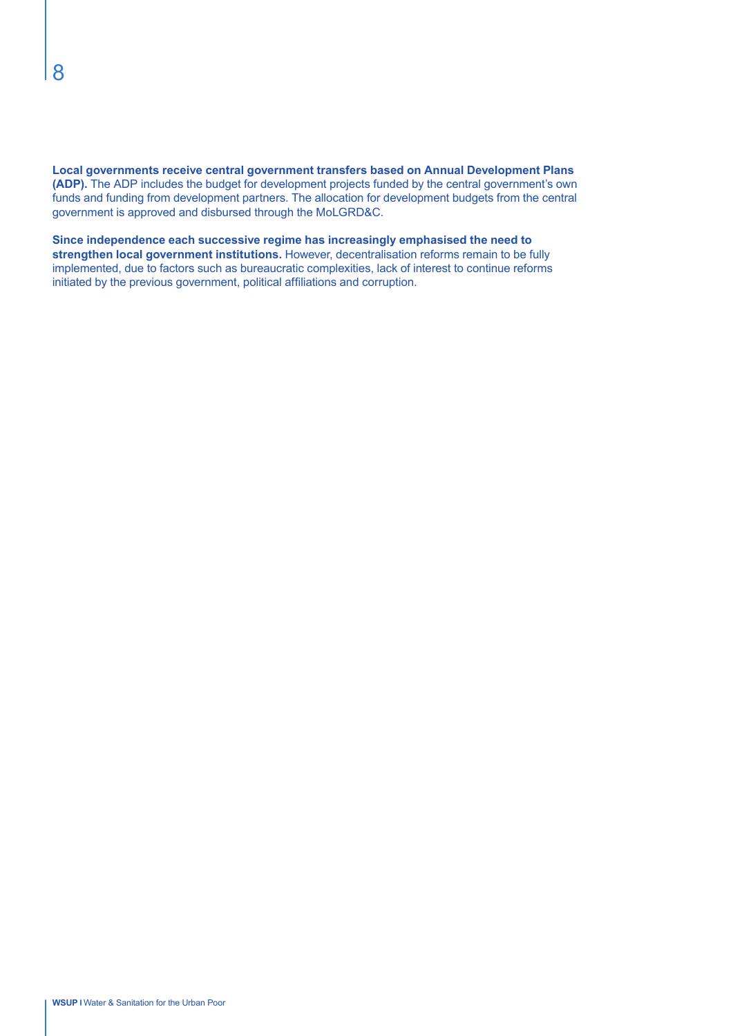**Local governments receive central government transfers based on Annual Development Plans (ADP).** The ADP includes the budget for development projects funded by the central government's own funds and funding from development partners. The allocation for development budgets from the central government is approved and disbursed through the MoLGRD&C.

**Since independence each successive regime has increasingly emphasised the need to strengthen local government institutions.** However, decentralisation reforms remain to be fully implemented, due to factors such as bureaucratic complexities, lack of interest to continue reforms initiated by the previous government, political affiliations and corruption.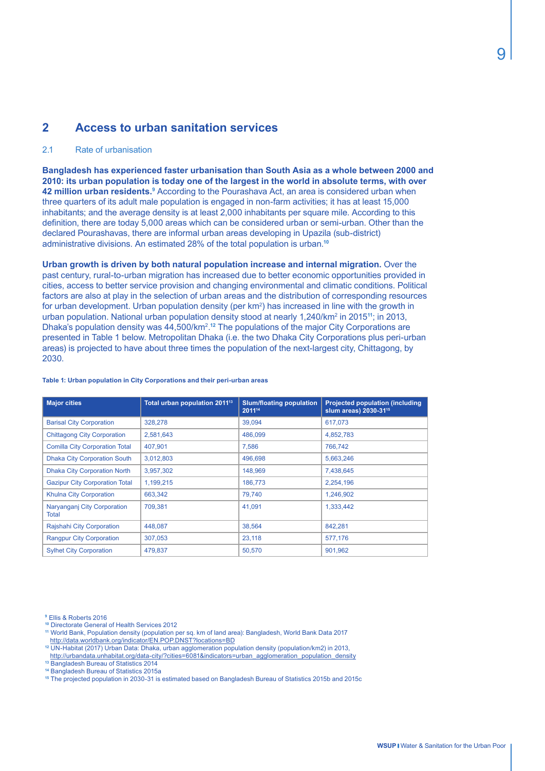## 2 Access to urban sanitation services

### 2.1 Rate of urbanisation

**Bangladesh has experienced faster urbanisation than South Asia as a whole between 2000 and 2010: its urban population is today one of the largest in the world in absolute terms, with over 42 million urban residents.**[9] According to the Pourashava Act, an area is considered urban when three quarters of its adult male population is engaged in non-farm activities; it has at least 15,000 inhabitants; and the average density is at least 2,000 inhabitants per square mile. According to this definition, there are today 5,000 areas which can be considered urban or semi-urban. Other than the declared Pourashavas, there are informal urban areas developing in Upazila (sub-district) administrative divisions. An estimated 28% of the total population is urban.[10]

**Urban growth is driven by both natural population increase and internal migration.** Over the past century, rural-to-urban migration has increased due to better economic opportunities provided in cities, access to better service provision and changing environmental and climatic conditions. Political factors are also at play in the selection of urban areas and the distribution of corresponding resources for urban development. Urban population density (per km$^2$) has increased in line with the growth in urban population. National urban population density stood at nearly 1,240/km$^2$ in 2015[11]; in 2013, Dhaka's population density was 44,500/km$^2$.[12] The populations of the major City Corporations are presented in Table 1 below. Metropolitan Dhaka (i.e. the two Dhaka City Corporations plus peri-urban areas) is projected to have about three times the population of the next-largest city, Chittagong, by 2030.

**Table 1: Urban population in City Corporations and their peri-urban areas**

| Major cities | Total urban population 2011[13] | Slum/floating population 2011[14] | Projected population (including slum areas) 2030-31[15] |
|---|---|---|---|
| Barisal City Corporation | 328,278 | 39,094 | 617,073 |
| Chittagong City Corporation | 2,581,643 | 486,099 | 4,852,783 |
| Comilla City Corporation Total | 407,901 | 7,586 | 766,742 |
| Dhaka City Corporation South | 3,012,803 | 496,698 | 5,663,246 |
| Dhaka City Corporation North | 3,957,302 | 148,969 | 7,438,645 |
| Gazipur City Corporation Total | 1,199,215 | 186,773 | 2,254,196 |
| Khulna City Corporation | 663,342 | 79,740 | 1,246,902 |
| Naryanganj City Corporation Total | 709,381 | 41,091 | 1,333,442 |
| Rajshahi City Corporation | 448,087 | 38,564 | 842,281 |
| Rangpur City Corporation | 307,053 | 23,118 | 577,176 |
| Sylhet City Corporation | 479,837 | 50,570 | 901,962 |

[9] Ellis & Roberts 2016
[10] Directorate General of Health Services 2012
[11] World Bank, Population density (population per sq. km of land area): Bangladesh, World Bank Data 2017 http://data.worldbank.org/indicator/EN.POP.DNST?locations=BD
[12] UN-Habitat (2017) Urban Data: Dhaka, urban agglomeration population density (population/km2) in 2013, http://urbandata.unhabitat.org/data-city/?cities=6081&indicators=urban_agglomeration_population_density
[13] Bangladesh Bureau of Statistics 2014
[14] Bangladesh Bureau of Statistics 2015a
[15] The projected population in 2030-31 is estimated based on Bangladesh Bureau of Statistics 2015b and 2015c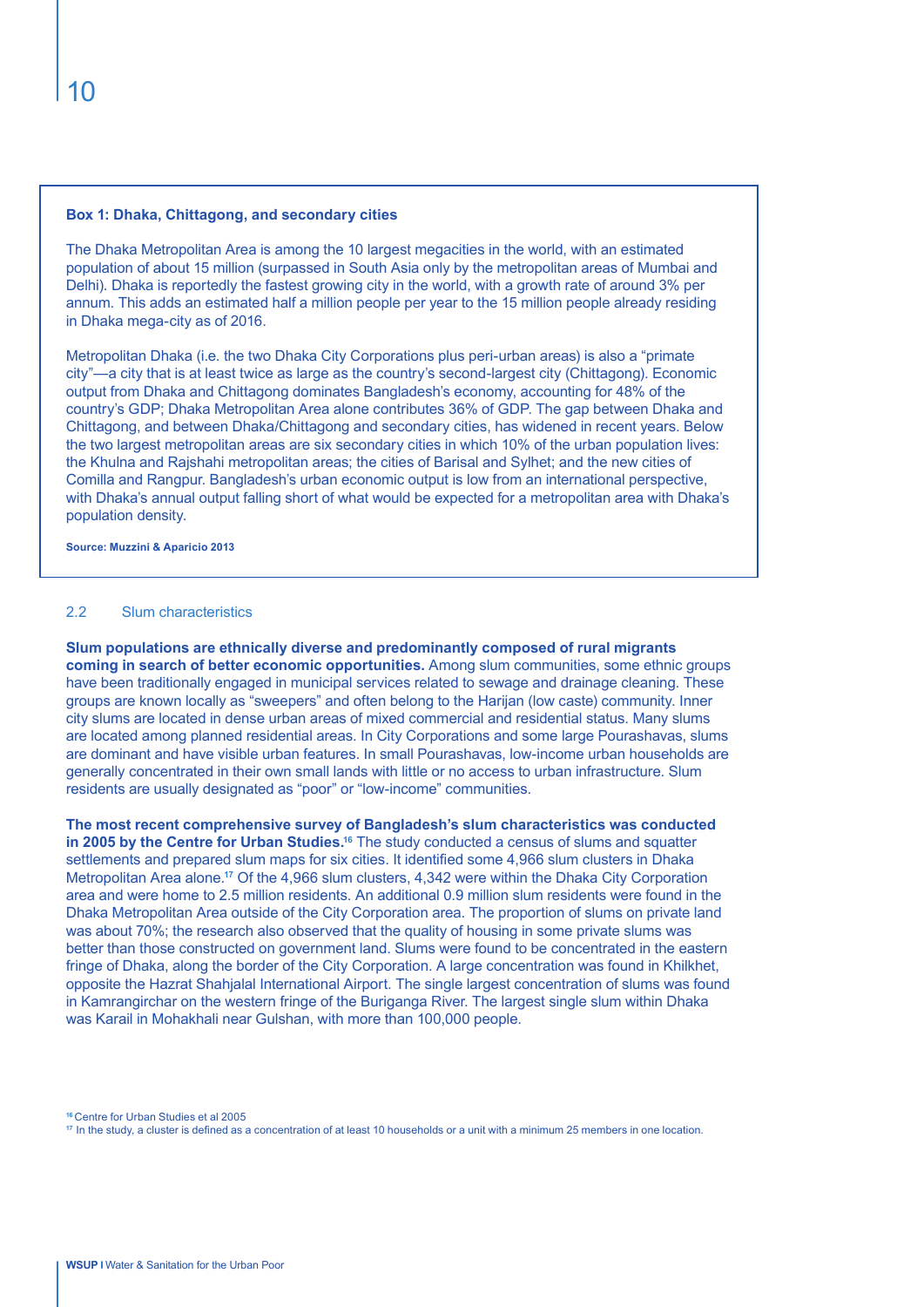**Box 1: Dhaka, Chittagong, and secondary cities**

The Dhaka Metropolitan Area is among the 10 largest megacities in the world, with an estimated population of about 15 million (surpassed in South Asia only by the metropolitan areas of Mumbai and Delhi). Dhaka is reportedly the fastest growing city in the world, with a growth rate of around 3% per annum. This adds an estimated half a million people per year to the 15 million people already residing in Dhaka mega-city as of 2016.

Metropolitan Dhaka (i.e. the two Dhaka City Corporations plus peri-urban areas) is also a "primate city"—a city that is at least twice as large as the country's second-largest city (Chittagong). Economic output from Dhaka and Chittagong dominates Bangladesh's economy, accounting for 48% of the country's GDP; Dhaka Metropolitan Area alone contributes 36% of GDP. The gap between Dhaka and Chittagong, and between Dhaka/Chittagong and secondary cities, has widened in recent years. Below the two largest metropolitan areas are six secondary cities in which 10% of the urban population lives: the Khulna and Rajshahi metropolitan areas; the cities of Barisal and Sylhet; and the new cities of Comilla and Rangpur. Bangladesh's urban economic output is low from an international perspective, with Dhaka's annual output falling short of what would be expected for a metropolitan area with Dhaka's population density.

**Source: Muzzini & Aparicio 2013**

## 2.2 Slum characteristics

**Slum populations are ethnically diverse and predominantly composed of rural migrants coming in search of better economic opportunities.** Among slum communities, some ethnic groups have been traditionally engaged in municipal services related to sewage and drainage cleaning. These groups are known locally as "sweepers" and often belong to the Harijan (low caste) community. Inner city slums are located in dense urban areas of mixed commercial and residential status. Many slums are located among planned residential areas. In City Corporations and some large Pourashavas, slums are dominant and have visible urban features. In small Pourashavas, low-income urban households are generally concentrated in their own small lands with little or no access to urban infrastructure. Slum residents are usually designated as "poor" or "low-income" communities.

**The most recent comprehensive survey of Bangladesh's slum characteristics was conducted in 2005 by the Centre for Urban Studies.**[16] The study conducted a census of slums and squatter settlements and prepared slum maps for six cities. It identified some 4,966 slum clusters in Dhaka Metropolitan Area alone.[17] Of the 4,966 slum clusters, 4,342 were within the Dhaka City Corporation area and were home to 2.5 million residents. An additional 0.9 million slum residents were found in the Dhaka Metropolitan Area outside of the City Corporation area. The proportion of slums on private land was about 70%; the research also observed that the quality of housing in some private slums was better than those constructed on government land. Slums were found to be concentrated in the eastern fringe of Dhaka, along the border of the City Corporation. A large concentration was found in Khilkhet, opposite the Hazrat Shahjalal International Airport. The single largest concentration of slums was found in Kamrangirchar on the western fringe of the Buriganga River. The largest single slum within Dhaka was Karail in Mohakhali near Gulshan, with more than 100,000 people.

[16] Centre for Urban Studies et al 2005

[17] In the study, a cluster is defined as a concentration of at least 10 households or a unit with a minimum 25 members in one location.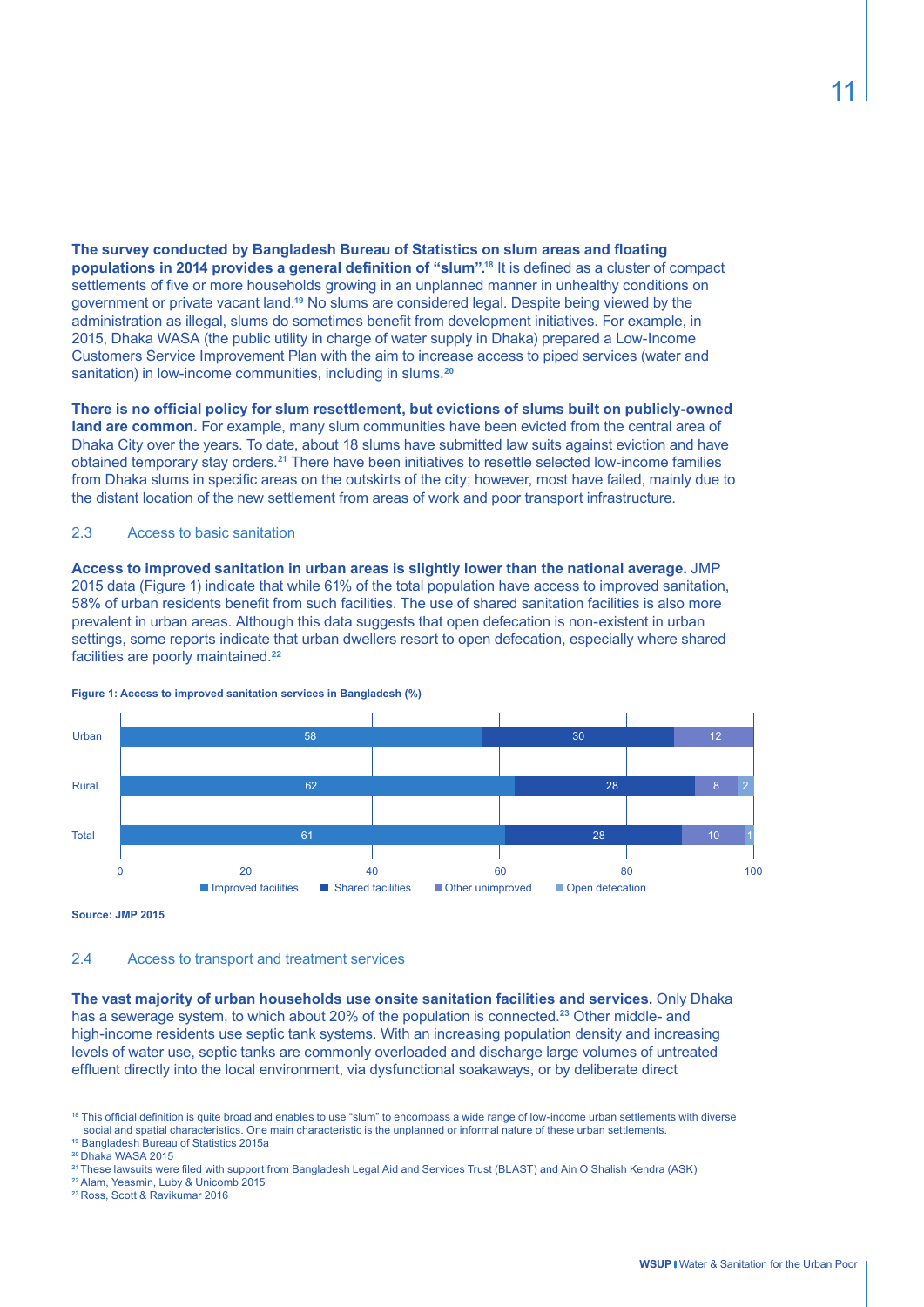**The survey conducted by Bangladesh Bureau of Statistics on slum areas and floating populations in 2014 provides a general definition of "slum".**[18] It is defined as a cluster of compact settlements of five or more households growing in an unplanned manner in unhealthy conditions on government or private vacant land.[19] No slums are considered legal. Despite being viewed by the administration as illegal, slums do sometimes benefit from development initiatives. For example, in 2015, Dhaka WASA (the public utility in charge of water supply in Dhaka) prepared a Low-Income Customers Service Improvement Plan with the aim to increase access to piped services (water and sanitation) in low-income communities, including in slums.[20]

**There is no official policy for slum resettlement, but evictions of slums built on publicly-owned land are common.** For example, many slum communities have been evicted from the central area of Dhaka City over the years. To date, about 18 slums have submitted law suits against eviction and have obtained temporary stay orders.[21] There have been initiatives to resettle selected low-income families from Dhaka slums in specific areas on the outskirts of the city; however, most have failed, mainly due to the distant location of the new settlement from areas of work and poor transport infrastructure.

## 2.3 Access to basic sanitation

**Access to improved sanitation in urban areas is slightly lower than the national average.** JMP 2015 data (Figure 1) indicate that while 61% of the total population have access to improved sanitation, 58% of urban residents benefit from such facilities. The use of shared sanitation facilities is also more prevalent in urban areas. Although this data suggests that open defecation is non-existent in urban settings, some reports indicate that urban dwellers resort to open defecation, especially where shared facilities are poorly maintained.[22]

**Figure 1: Access to improved sanitation services in Bangladesh (%)**

| | Improved facilities | Shared facilities | Other unimproved | Open defecation |
|---|---|---|---|---|
| Urban | 58 | 30 | 12 | |
| Rural | 62 | 28 | 8 | 2 |
| Total | 61 | 28 | 10 | 1 |

**Source: JMP 2015**

## 2.4 Access to transport and treatment services

**The vast majority of urban households use onsite sanitation facilities and services.** Only Dhaka has a sewerage system, to which about 20% of the population is connected.[23] Other middle- and high-income residents use septic tank systems. With an increasing population density and increasing levels of water use, septic tanks are commonly overloaded and discharge large volumes of untreated effluent directly into the local environment, via dysfunctional soakaways, or by deliberate direct

[18] This official definition is quite broad and enables to use "slum" to encompass a wide range of low-income urban settlements with diverse social and spatial characteristics. One main characteristic is the unplanned or informal nature of these urban settlements.
[19] Bangladesh Bureau of Statistics 2015a
[20] Dhaka WASA 2015
[21] These lawsuits were filed with support from Bangladesh Legal Aid and Services Trust (BLAST) and Ain O Shalish Kendra (ASK)
[22] Alam, Yeasmin, Luby & Unicomb 2015
[23] Ross, Scott & Ravikumar 2016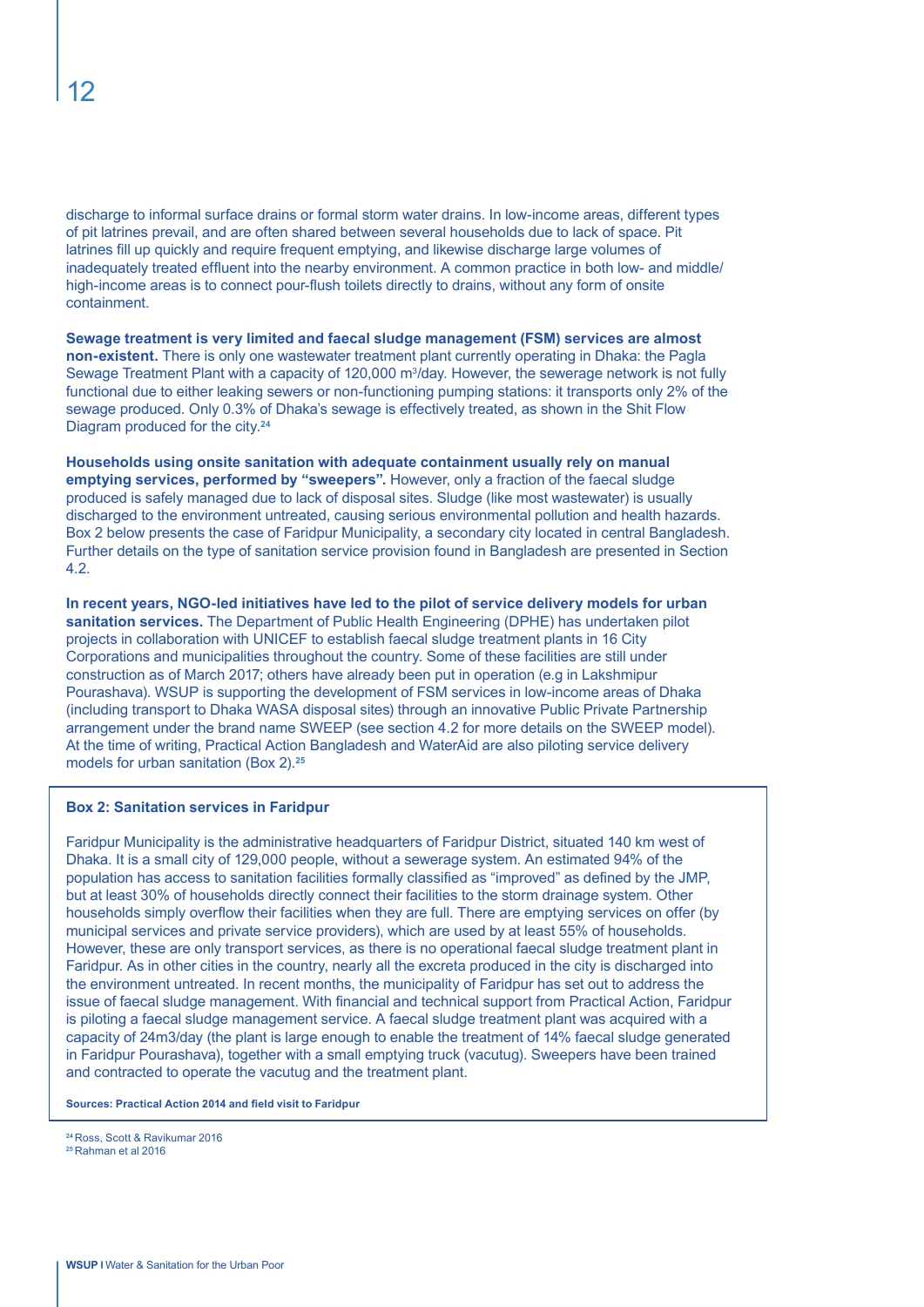discharge to informal surface drains or formal storm water drains. In low-income areas, different types of pit latrines prevail, and are often shared between several households due to lack of space. Pit latrines fill up quickly and require frequent emptying, and likewise discharge large volumes of inadequately treated effluent into the nearby environment. A common practice in both low- and middle/high-income areas is to connect pour-flush toilets directly to drains, without any form of onsite containment.

**Sewage treatment is very limited and faecal sludge management (FSM) services are almost non-existent.** There is only one wastewater treatment plant currently operating in Dhaka: the Pagla Sewage Treatment Plant with a capacity of 120,000 $m^3$/day. However, the sewerage network is not fully functional due to either leaking sewers or non-functioning pumping stations: it transports only 2% of the sewage produced. Only 0.3% of Dhaka's sewage is effectively treated, as shown in the Shit Flow Diagram produced for the city.[24]

**Households using onsite sanitation with adequate containment usually rely on manual emptying services, performed by "sweepers".** However, only a fraction of the faecal sludge produced is safely managed due to lack of disposal sites. Sludge (like most wastewater) is usually discharged to the environment untreated, causing serious environmental pollution and health hazards. Box 2 below presents the case of Faridpur Municipality, a secondary city located in central Bangladesh. Further details on the type of sanitation service provision found in Bangladesh are presented in Section 4.2.

**In recent years, NGO-led initiatives have led to the pilot of service delivery models for urban sanitation services.** The Department of Public Health Engineering (DPHE) has undertaken pilot projects in collaboration with UNICEF to establish faecal sludge treatment plants in 16 City Corporations and municipalities throughout the country. Some of these facilities are still under construction as of March 2017; others have already been put in operation (e.g in Lakshmipur Pourashava). WSUP is supporting the development of FSM services in low-income areas of Dhaka (including transport to Dhaka WASA disposal sites) through an innovative Public Private Partnership arrangement under the brand name SWEEP (see section 4.2 for more details on the SWEEP model). At the time of writing, Practical Action Bangladesh and WaterAid are also piloting service delivery models for urban sanitation (Box 2).[25]

**Box 2: Sanitation services in Faridpur**

Faridpur Municipality is the administrative headquarters of Faridpur District, situated 140 km west of Dhaka. It is a small city of 129,000 people, without a sewerage system. An estimated 94% of the population has access to sanitation facilities formally classified as "improved" as defined by the JMP, but at least 30% of households directly connect their facilities to the storm drainage system. Other households simply overflow their facilities when they are full. There are emptying services on offer (by municipal services and private service providers), which are used by at least 55% of households. However, these are only transport services, as there is no operational faecal sludge treatment plant in Faridpur. As in other cities in the country, nearly all the excreta produced in the city is discharged into the environment untreated. In recent months, the municipality of Faridpur has set out to address the issue of faecal sludge management. With financial and technical support from Practical Action, Faridpur is piloting a faecal sludge management service. A faecal sludge treatment plant was acquired with a capacity of 24m3/day (the plant is large enough to enable the treatment of 14% faecal sludge generated in Faridpur Pourashava), together with a small emptying truck (vacutug). Sweepers have been trained and contracted to operate the vacutug and the treatment plant.

**Sources: Practical Action 2014 and field visit to Faridpur**

[24] Ross, Scott & Ravikumar 2016
[25] Rahman et al 2016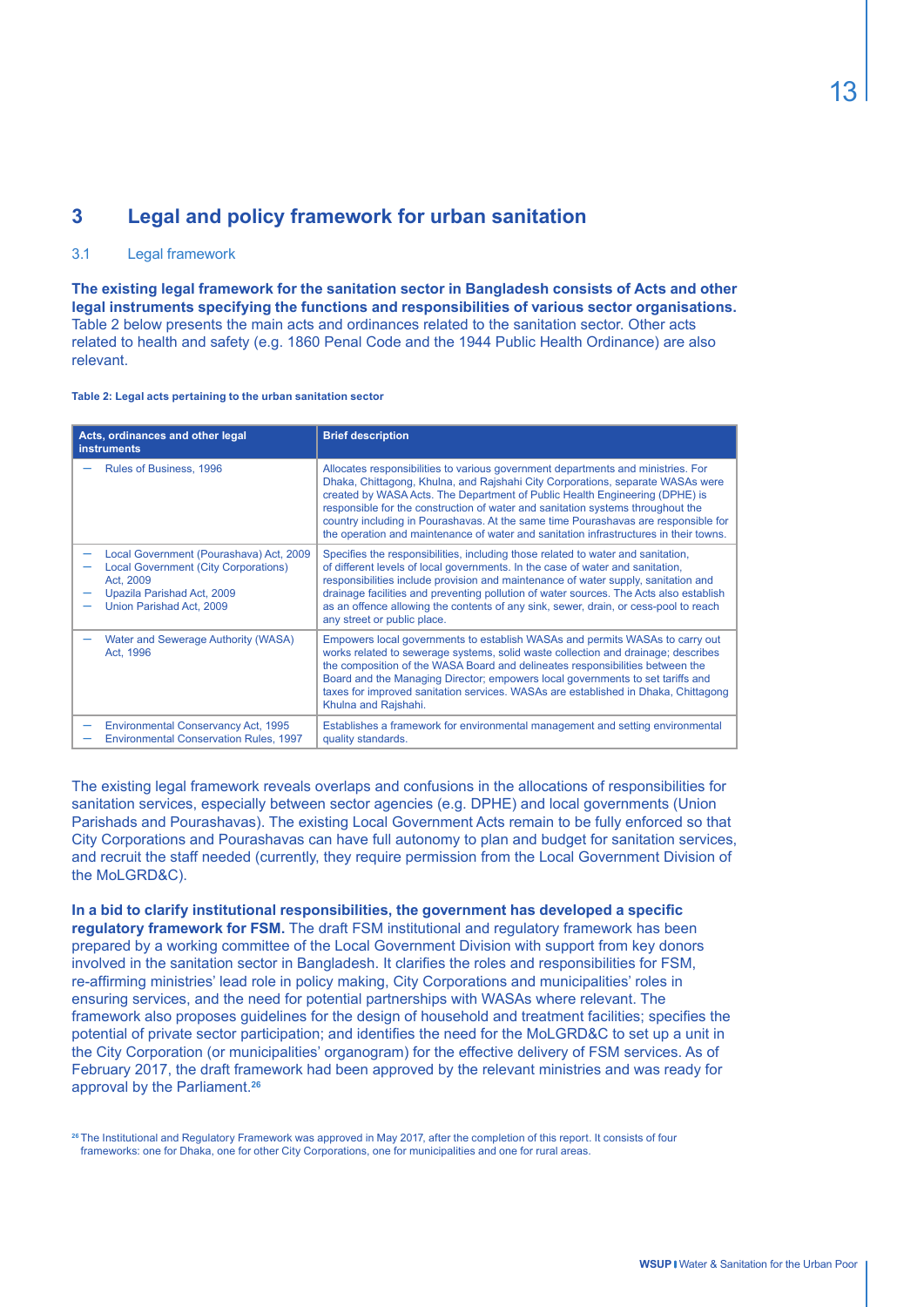# 3 Legal and policy framework for urban sanitation

## 3.1 Legal framework

**The existing legal framework for the sanitation sector in Bangladesh consists of Acts and other legal instruments specifying the functions and responsibilities of various sector organisations.** Table 2 below presents the main acts and ordinances related to the sanitation sector. Other acts related to health and safety (e.g. 1860 Penal Code and the 1944 Public Health Ordinance) are also relevant.

**Table 2: Legal acts pertaining to the urban sanitation sector**

| Acts, ordinances and other legal instruments | Brief description |
|---|---|
| – Rules of Business, 1996 | Allocates responsibilities to various government departments and ministries. For Dhaka, Chittagong, Khulna, and Rajshahi City Corporations, separate WASAs were created by WASA Acts. The Department of Public Health Engineering (DPHE) is responsible for the construction of water and sanitation systems throughout the country including in Pourashavas. At the same time Pourashavas are responsible for the operation and maintenance of water and sanitation infrastructures in their towns. |
| – Local Government (Pourashava) Act, 2009<br>– Local Government (City Corporations) Act, 2009<br>– Upazila Parishad Act, 2009<br>– Union Parishad Act, 2009 | Specifies the responsibilities, including those related to water and sanitation, of different levels of local governments. In the case of water and sanitation, responsibilities include provision and maintenance of water supply, sanitation and drainage facilities and preventing pollution of water sources. The Acts also establish as an offence allowing the contents of any sink, sewer, drain, or cess-pool to reach any street or public place. |
| – Water and Sewerage Authority (WASA) Act, 1996 | Empowers local governments to establish WASAs and permits WASAs to carry out works related to sewerage systems, solid waste collection and drainage; describes the composition of the WASA Board and delineates responsibilities between the Board and the Managing Director; empowers local governments to set tariffs and taxes for improved sanitation services. WASAs are established in Dhaka, Chittagong Khulna and Rajshahi. |
| – Environmental Conservancy Act, 1995<br>– Environmental Conservation Rules, 1997 | Establishes a framework for environmental management and setting environmental quality standards. |

The existing legal framework reveals overlaps and confusions in the allocations of responsibilities for sanitation services, especially between sector agencies (e.g. DPHE) and local governments (Union Parishads and Pourashavas). The existing Local Government Acts remain to be fully enforced so that City Corporations and Pourashavas can have full autonomy to plan and budget for sanitation services, and recruit the staff needed (currently, they require permission from the Local Government Division of the MoLGRD&C).

**In a bid to clarify institutional responsibilities, the government has developed a specific regulatory framework for FSM.** The draft FSM institutional and regulatory framework has been prepared by a working committee of the Local Government Division with support from key donors involved in the sanitation sector in Bangladesh. It clarifies the roles and responsibilities for FSM, re-affirming ministries' lead role in policy making, City Corporations and municipalities' roles in ensuring services, and the need for potential partnerships with WASAs where relevant. The framework also proposes guidelines for the design of household and treatment facilities; specifies the potential of private sector participation; and identifies the need for the MoLGRD&C to set up a unit in the City Corporation (or municipalities' organogram) for the effective delivery of FSM services. As of February 2017, the draft framework had been approved by the relevant ministries and was ready for approval by the Parliament.[26]

[26] The Institutional and Regulatory Framework was approved in May 2017, after the completion of this report. It consists of four frameworks: one for Dhaka, one for other City Corporations, one for municipalities and one for rural areas.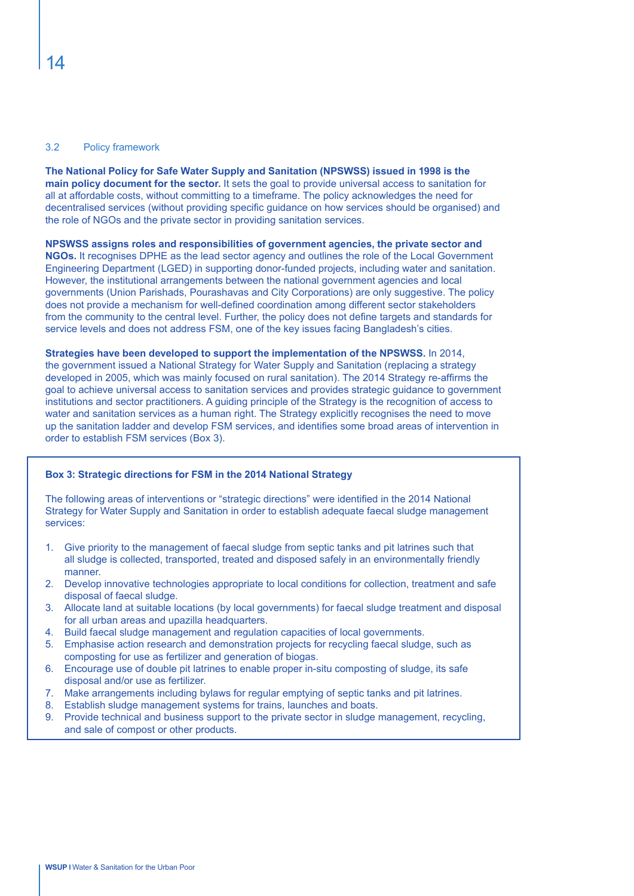## 3.2 Policy framework

**The National Policy for Safe Water Supply and Sanitation (NPSWSS) issued in 1998 is the main policy document for the sector.** It sets the goal to provide universal access to sanitation for all at affordable costs, without committing to a timeframe. The policy acknowledges the need for decentralised services (without providing specific guidance on how services should be organised) and the role of NGOs and the private sector in providing sanitation services.

**NPSWSS assigns roles and responsibilities of government agencies, the private sector and NGOs.** It recognises DPHE as the lead sector agency and outlines the role of the Local Government Engineering Department (LGED) in supporting donor-funded projects, including water and sanitation. However, the institutional arrangements between the national government agencies and local governments (Union Parishads, Pourashavas and City Corporations) are only suggestive. The policy does not provide a mechanism for well-defined coordination among different sector stakeholders from the community to the central level. Further, the policy does not define targets and standards for service levels and does not address FSM, one of the key issues facing Bangladesh's cities.

**Strategies have been developed to support the implementation of the NPSWSS.** In 2014, the government issued a National Strategy for Water Supply and Sanitation (replacing a strategy developed in 2005, which was mainly focused on rural sanitation). The 2014 Strategy re-affirms the goal to achieve universal access to sanitation services and provides strategic guidance to government institutions and sector practitioners. A guiding principle of the Strategy is the recognition of access to water and sanitation services as a human right. The Strategy explicitly recognises the need to move up the sanitation ladder and develop FSM services, and identifies some broad areas of intervention in order to establish FSM services (Box 3).

**Box 3: Strategic directions for FSM in the 2014 National Strategy**

The following areas of interventions or "strategic directions" were identified in the 2014 National Strategy for Water Supply and Sanitation in order to establish adequate faecal sludge management services:

1. Give priority to the management of faecal sludge from septic tanks and pit latrines such that all sludge is collected, transported, treated and disposed safely in an environmentally friendly manner.
2. Develop innovative technologies appropriate to local conditions for collection, treatment and safe disposal of faecal sludge.
3. Allocate land at suitable locations (by local governments) for faecal sludge treatment and disposal for all urban areas and upazilla headquarters.
4. Build faecal sludge management and regulation capacities of local governments.
5. Emphasise action research and demonstration projects for recycling faecal sludge, such as composting for use as fertilizer and generation of biogas.
6. Encourage use of double pit latrines to enable proper in-situ composting of sludge, its safe disposal and/or use as fertilizer.
7. Make arrangements including bylaws for regular emptying of septic tanks and pit latrines.
8. Establish sludge management systems for trains, launches and boats.
9. Provide technical and business support to the private sector in sludge management, recycling, and sale of compost or other products.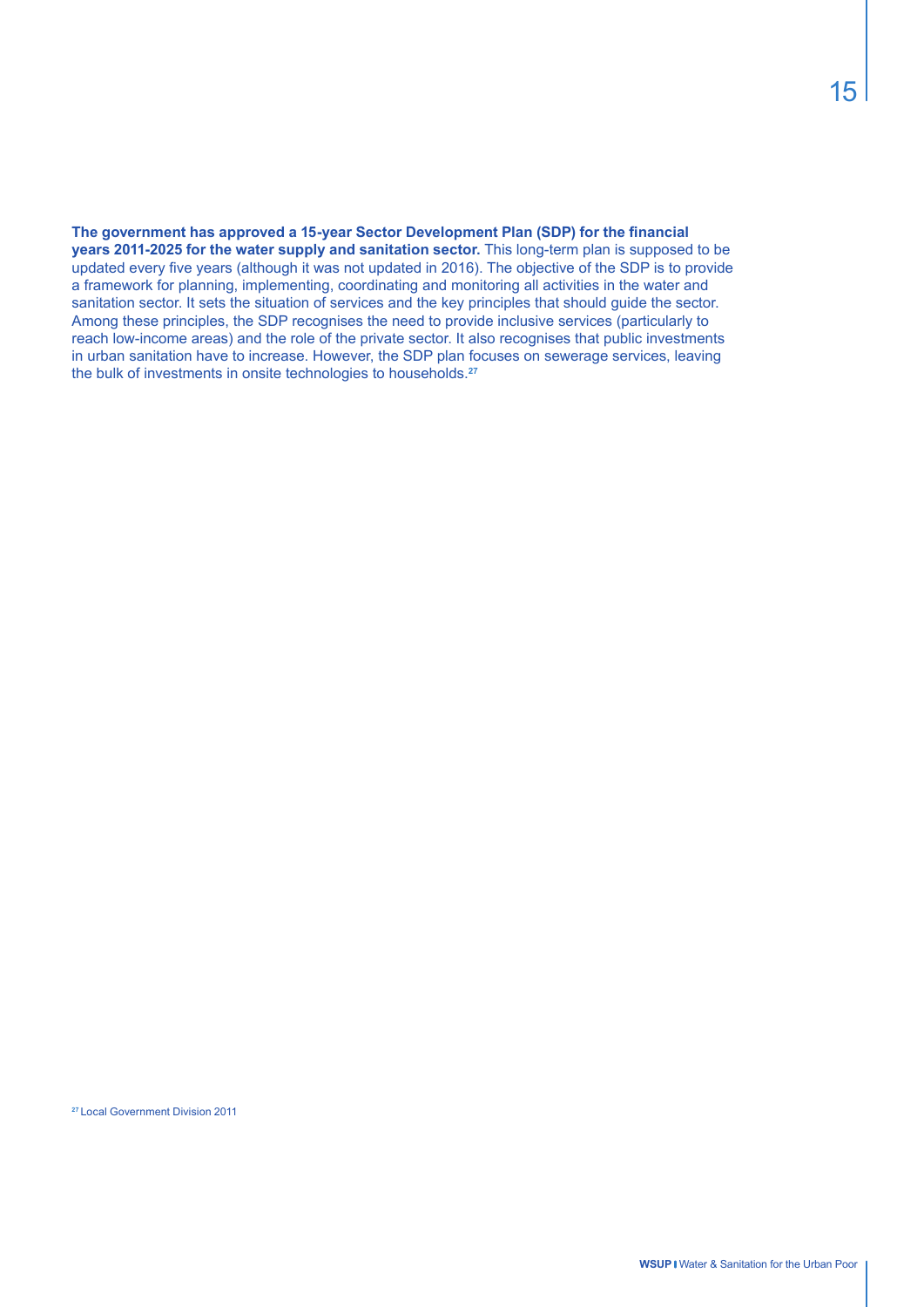**The government has approved a 15-year Sector Development Plan (SDP) for the financial years 2011-2025 for the water supply and sanitation sector.** This long-term plan is supposed to be updated every five years (although it was not updated in 2016). The objective of the SDP is to provide a framework for planning, implementing, coordinating and monitoring all activities in the water and sanitation sector. It sets the situation of services and the key principles that should guide the sector. Among these principles, the SDP recognises the need to provide inclusive services (particularly to reach low-income areas) and the role of the private sector. It also recognises that public investments in urban sanitation have to increase. However, the SDP plan focuses on sewerage services, leaving the bulk of investments in onsite technologies to households.[27]

[27] Local Government Division 2011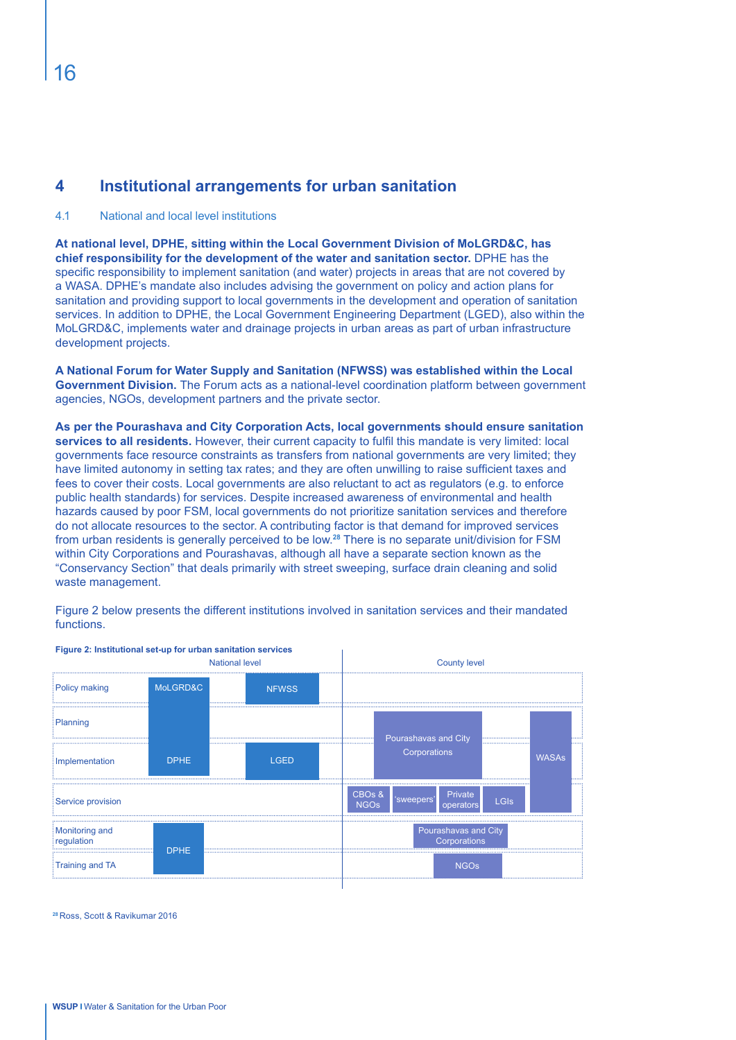## 4 Institutional arrangements for urban sanitation

### 4.1 National and local level institutions

**At national level, DPHE, sitting within the Local Government Division of MoLGRD&C, has chief responsibility for the development of the water and sanitation sector.** DPHE has the specific responsibility to implement sanitation (and water) projects in areas that are not covered by a WASA. DPHE's mandate also includes advising the government on policy and action plans for sanitation and providing support to local governments in the development and operation of sanitation services. In addition to DPHE, the Local Government Engineering Department (LGED), also within the MoLGRD&C, implements water and drainage projects in urban areas as part of urban infrastructure development projects.

**A National Forum for Water Supply and Sanitation (NFWSS) was established within the Local Government Division.** The Forum acts as a national-level coordination platform between government agencies, NGOs, development partners and the private sector.

**As per the Pourashava and City Corporation Acts, local governments should ensure sanitation services to all residents.** However, their current capacity to fulfil this mandate is very limited: local governments face resource constraints as transfers from national governments are very limited; they have limited autonomy in setting tax rates; and they are often unwilling to raise sufficient taxes and fees to cover their costs. Local governments are also reluctant to act as regulators (e.g. to enforce public health standards) for services. Despite increased awareness of environmental and health hazards caused by poor FSM, local governments do not prioritize sanitation services and therefore do not allocate resources to the sector. A contributing factor is that demand for improved services from urban residents is generally perceived to be low.[28] There is no separate unit/division for FSM within City Corporations and Pourashavas, although all have a separate section known as the "Conservancy Section" that deals primarily with street sweeping, surface drain cleaning and solid waste management.

Figure 2 below presents the different institutions involved in sanitation services and their mandated functions.

**Figure 2: Institutional set-up for urban sanitation services**

| | National level | | County level | |
|---|---|---|---|---|
| Policy making | MoLGRD&C | NFWSS | | |
| Planning | MoLGRD&C / DPHE | | Pourashavas and City Corporations | WASAs |
| Implementation | DPHE | LGED | Pourashavas and City Corporations | WASAs |
| Service provision | | | CBOs & NGOs; 'sweepers'; Private operators; LGIs | WASAs |
| Monitoring and regulation | DPHE | | Pourashavas and City Corporations | |
| Training and TA | DPHE | | NGOs | |

[28] Ross, Scott & Ravikumar 2016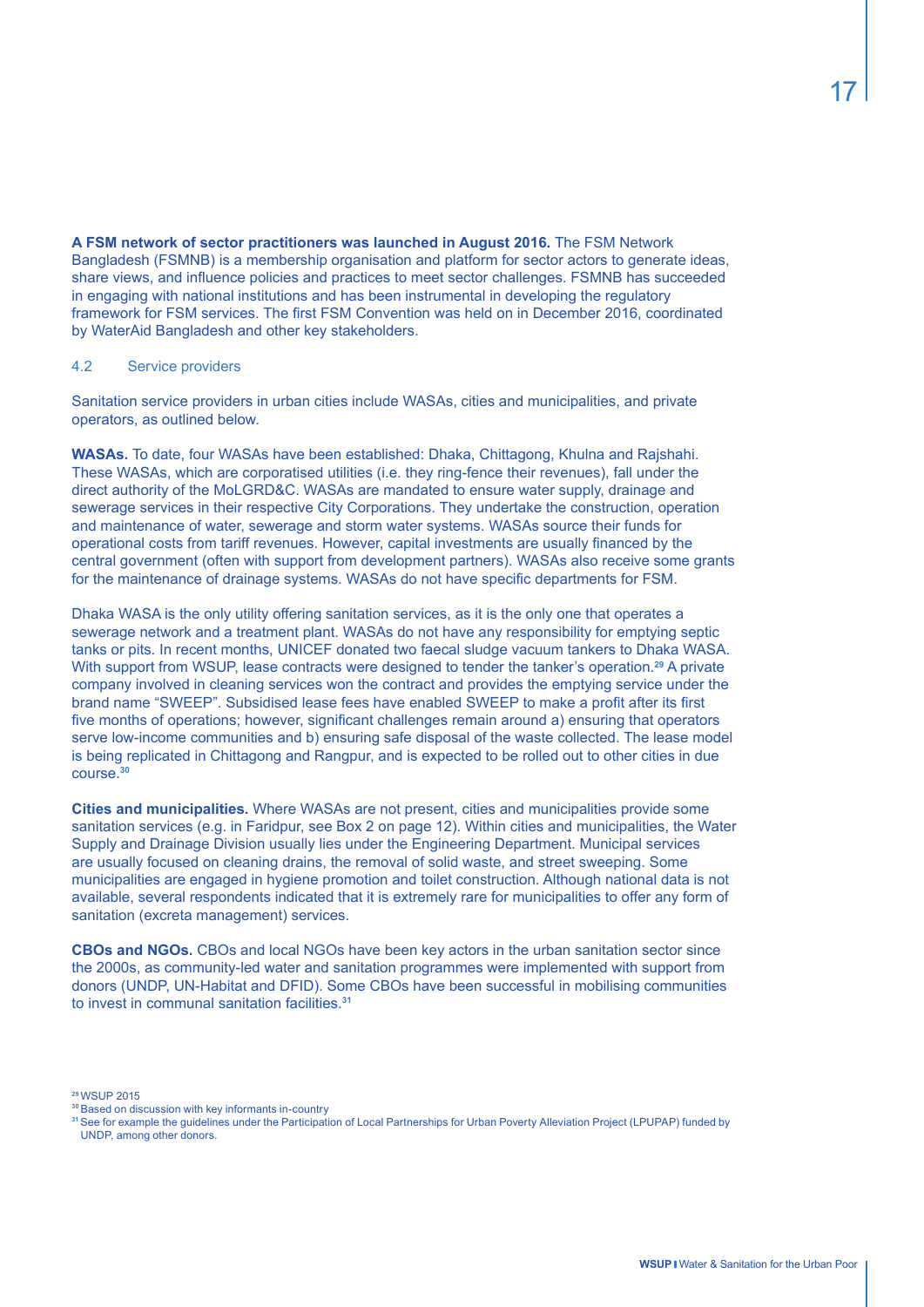**A FSM network of sector practitioners was launched in August 2016.** The FSM Network Bangladesh (FSMNB) is a membership organisation and platform for sector actors to generate ideas, share views, and influence policies and practices to meet sector challenges. FSMNB has succeeded in engaging with national institutions and has been instrumental in developing the regulatory framework for FSM services. The first FSM Convention was held on in December 2016, coordinated by WaterAid Bangladesh and other key stakeholders.

## 4.2 Service providers

Sanitation service providers in urban cities include WASAs, cities and municipalities, and private operators, as outlined below.

**WASAs.** To date, four WASAs have been established: Dhaka, Chittagong, Khulna and Rajshahi. These WASAs, which are corporatised utilities (i.e. they ring-fence their revenues), fall under the direct authority of the MoLGRD&C. WASAs are mandated to ensure water supply, drainage and sewerage services in their respective City Corporations. They undertake the construction, operation and maintenance of water, sewerage and storm water systems. WASAs source their funds for operational costs from tariff revenues. However, capital investments are usually financed by the central government (often with support from development partners). WASAs also receive some grants for the maintenance of drainage systems. WASAs do not have specific departments for FSM.

Dhaka WASA is the only utility offering sanitation services, as it is the only one that operates a sewerage network and a treatment plant. WASAs do not have any responsibility for emptying septic tanks or pits. In recent months, UNICEF donated two faecal sludge vacuum tankers to Dhaka WASA. With support from WSUP, lease contracts were designed to tender the tanker's operation.[29] A private company involved in cleaning services won the contract and provides the emptying service under the brand name "SWEEP". Subsidised lease fees have enabled SWEEP to make a profit after its first five months of operations; however, significant challenges remain around a) ensuring that operators serve low-income communities and b) ensuring safe disposal of the waste collected. The lease model is being replicated in Chittagong and Rangpur, and is expected to be rolled out to other cities in due course.[30]

**Cities and municipalities.** Where WASAs are not present, cities and municipalities provide some sanitation services (e.g. in Faridpur, see Box 2 on page 12). Within cities and municipalities, the Water Supply and Drainage Division usually lies under the Engineering Department. Municipal services are usually focused on cleaning drains, the removal of solid waste, and street sweeping. Some municipalities are engaged in hygiene promotion and toilet construction. Although national data is not available, several respondents indicated that it is extremely rare for municipalities to offer any form of sanitation (excreta management) services.

**CBOs and NGOs.** CBOs and local NGOs have been key actors in the urban sanitation sector since the 2000s, as community-led water and sanitation programmes were implemented with support from donors (UNDP, UN-Habitat and DFID). Some CBOs have been successful in mobilising communities to invest in communal sanitation facilities.[31]

[29] WSUP 2015
[30] Based on discussion with key informants in-country
[31] See for example the guidelines under the Participation of Local Partnerships for Urban Poverty Alleviation Project (LPUPAP) funded by UNDP, among other donors.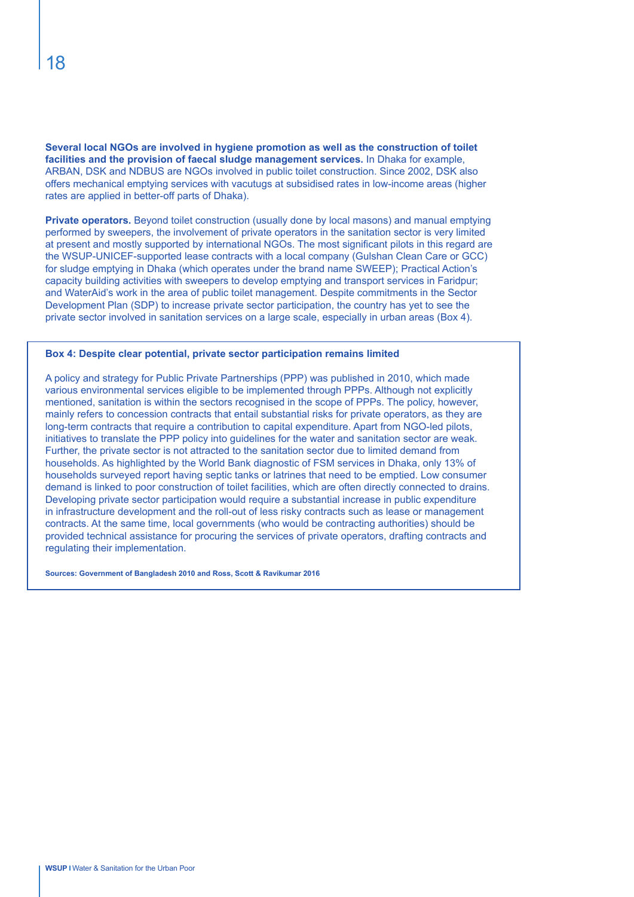**Several local NGOs are involved in hygiene promotion as well as the construction of toilet facilities and the provision of faecal sludge management services.** In Dhaka for example, ARBAN, DSK and NDBUS are NGOs involved in public toilet construction. Since 2002, DSK also offers mechanical emptying services with vacutugs at subsidised rates in low-income areas (higher rates are applied in better-off parts of Dhaka).

**Private operators.** Beyond toilet construction (usually done by local masons) and manual emptying performed by sweepers, the involvement of private operators in the sanitation sector is very limited at present and mostly supported by international NGOs. The most significant pilots in this regard are the WSUP-UNICEF-supported lease contracts with a local company (Gulshan Clean Care or GCC) for sludge emptying in Dhaka (which operates under the brand name SWEEP); Practical Action's capacity building activities with sweepers to develop emptying and transport services in Faridpur; and WaterAid's work in the area of public toilet management. Despite commitments in the Sector Development Plan (SDP) to increase private sector participation, the country has yet to see the private sector involved in sanitation services on a large scale, especially in urban areas (Box 4).

**Box 4: Despite clear potential, private sector participation remains limited**

A policy and strategy for Public Private Partnerships (PPP) was published in 2010, which made various environmental services eligible to be implemented through PPPs. Although not explicitly mentioned, sanitation is within the sectors recognised in the scope of PPPs. The policy, however, mainly refers to concession contracts that entail substantial risks for private operators, as they are long-term contracts that require a contribution to capital expenditure. Apart from NGO-led pilots, initiatives to translate the PPP policy into guidelines for the water and sanitation sector are weak. Further, the private sector is not attracted to the sanitation sector due to limited demand from households. As highlighted by the World Bank diagnostic of FSM services in Dhaka, only 13% of households surveyed report having septic tanks or latrines that need to be emptied. Low consumer demand is linked to poor construction of toilet facilities, which are often directly connected to drains. Developing private sector participation would require a substantial increase in public expenditure in infrastructure development and the roll-out of less risky contracts such as lease or management contracts. At the same time, local governments (who would be contracting authorities) should be provided technical assistance for procuring the services of private operators, drafting contracts and regulating their implementation.

**Sources: Government of Bangladesh 2010 and Ross, Scott & Ravikumar 2016**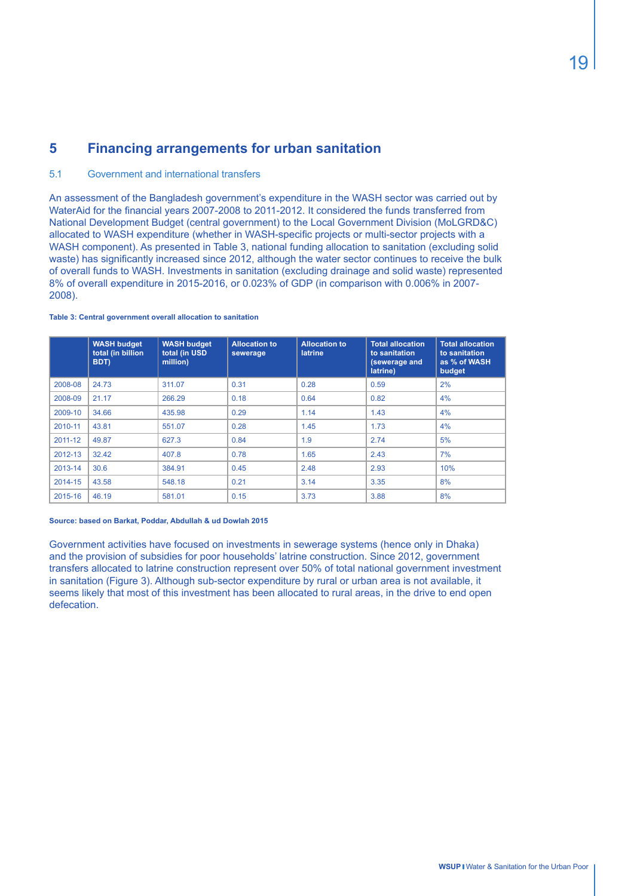# 5 Financing arrangements for urban sanitation

## 5.1 Government and international transfers

An assessment of the Bangladesh government's expenditure in the WASH sector was carried out by WaterAid for the financial years 2007-2008 to 2011-2012. It considered the funds transferred from National Development Budget (central government) to the Local Government Division (MoLGRD&C) allocated to WASH expenditure (whether in WASH-specific projects or multi-sector projects with a WASH component). As presented in Table 3, national funding allocation to sanitation (excluding solid waste) has significantly increased since 2012, although the water sector continues to receive the bulk of overall funds to WASH. Investments in sanitation (excluding drainage and solid waste) represented 8% of overall expenditure in 2015-2016, or 0.023% of GDP (in comparison with 0.006% in 2007-2008).

**Table 3: Central government overall allocation to sanitation**

| | WASH budget total (in billion BDT) | WASH budget total (in USD million) | Allocation to sewerage | Allocation to latrine | Total allocation to sanitation (sewerage and latrine) | Total allocation to sanitation as % of WASH budget |
|---|---|---|---|---|---|---|
| 2008-08 | 24.73 | 311.07 | 0.31 | 0.28 | 0.59 | 2% |
| 2008-09 | 21.17 | 266.29 | 0.18 | 0.64 | 0.82 | 4% |
| 2009-10 | 34.66 | 435.98 | 0.29 | 1.14 | 1.43 | 4% |
| 2010-11 | 43.81 | 551.07 | 0.28 | 1.45 | 1.73 | 4% |
| 2011-12 | 49.87 | 627.3 | 0.84 | 1.9 | 2.74 | 5% |
| 2012-13 | 32.42 | 407.8 | 0.78 | 1.65 | 2.43 | 7% |
| 2013-14 | 30.6 | 384.91 | 0.45 | 2.48 | 2.93 | 10% |
| 2014-15 | 43.58 | 548.18 | 0.21 | 3.14 | 3.35 | 8% |
| 2015-16 | 46.19 | 581.01 | 0.15 | 3.73 | 3.88 | 8% |

**Source: based on Barkat, Poddar, Abdullah & ud Dowlah 2015**

Government activities have focused on investments in sewerage systems (hence only in Dhaka) and the provision of subsidies for poor households' latrine construction. Since 2012, government transfers allocated to latrine construction represent over 50% of total national government investment in sanitation (Figure 3). Although sub-sector expenditure by rural or urban area is not available, it seems likely that most of this investment has been allocated to rural areas, in the drive to end open defecation.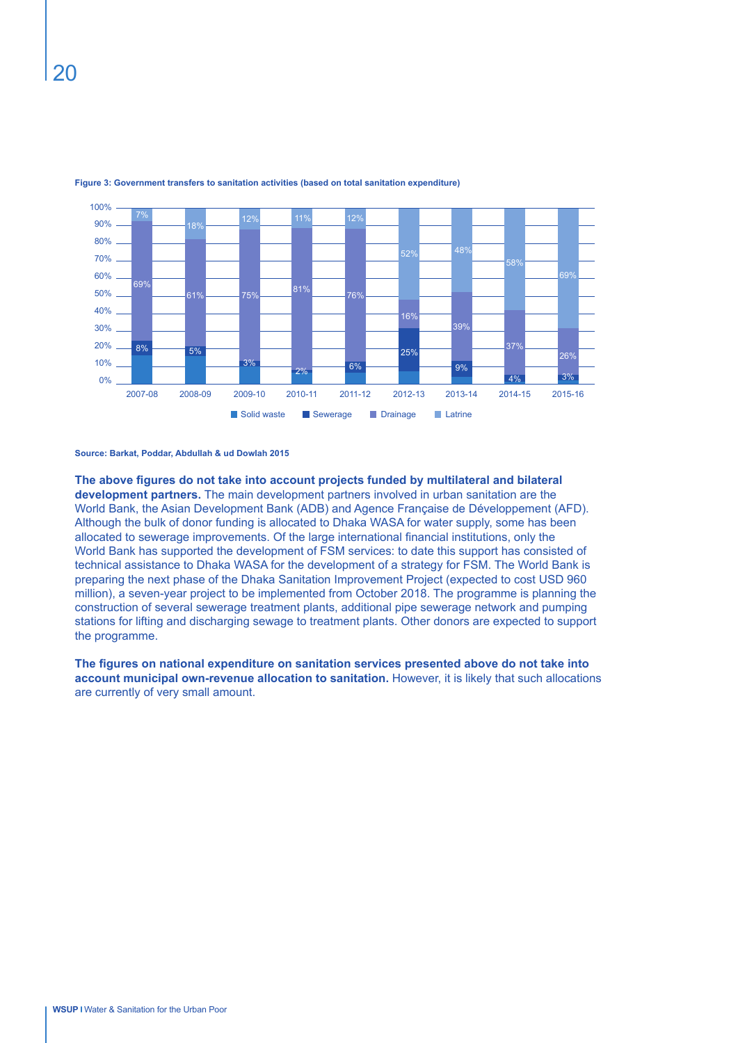**Figure 3: Government transfers to sanitation activities (based on total sanitation expenditure)**

| Year | Solid waste | Sewerage | Drainage | Latrine |
|---|---|---|---|---|
| 2007-08 | | 8% | 69% | 7% |
| 2008-09 | | 5% | 61% | 18% |
| 2009-10 | | 3% | 75% | 12% |
| 2010-11 | | 2% | 81% | 11% |
| 2011-12 | | 6% | 76% | 12% |
| 2012-13 | | 25% | 16% | 52% |
| 2013-14 | | 9% | 39% | 48% |
| 2014-15 | | 4% | 37% | 58% |
| 2015-16 | | 3% | 26% | 69% |

**Source: Barkat, Poddar, Abdullah & ud Dowlah 2015**

**The above figures do not take into account projects funded by multilateral and bilateral development partners.** The main development partners involved in urban sanitation are the World Bank, the Asian Development Bank (ADB) and Agence Française de Développement (AFD). Although the bulk of donor funding is allocated to Dhaka WASA for water supply, some has been allocated to sewerage improvements. Of the large international financial institutions, only the World Bank has supported the development of FSM services: to date this support has consisted of technical assistance to Dhaka WASA for the development of a strategy for FSM. The World Bank is preparing the next phase of the Dhaka Sanitation Improvement Project (expected to cost USD 960 million), a seven-year project to be implemented from October 2018. The programme is planning the construction of several sewerage treatment plants, additional pipe sewerage network and pumping stations for lifting and discharging sewage to treatment plants. Other donors are expected to support the programme.

**The figures on national expenditure on sanitation services presented above do not take into account municipal own-revenue allocation to sanitation.** However, it is likely that such allocations are currently of very small amount.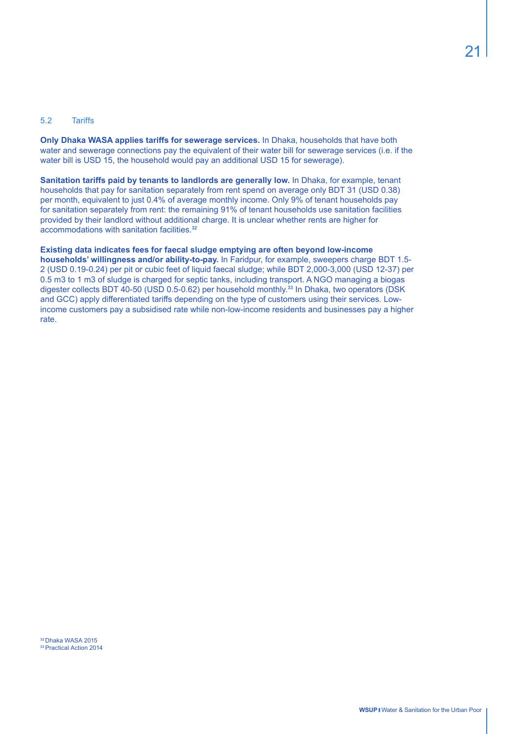## 5.2 Tariffs

**Only Dhaka WASA applies tariffs for sewerage services.** In Dhaka, households that have both water and sewerage connections pay the equivalent of their water bill for sewerage services (i.e. if the water bill is USD 15, the household would pay an additional USD 15 for sewerage).

**Sanitation tariffs paid by tenants to landlords are generally low.** In Dhaka, for example, tenant households that pay for sanitation separately from rent spend on average only BDT 31 (USD 0.38) per month, equivalent to just 0.4% of average monthly income. Only 9% of tenant households pay for sanitation separately from rent: the remaining 91% of tenant households use sanitation facilities provided by their landlord without additional charge. It is unclear whether rents are higher for accommodations with sanitation facilities.[32]

**Existing data indicates fees for faecal sludge emptying are often beyond low-income households' willingness and/or ability-to-pay.** In Faridpur, for example, sweepers charge BDT 1.5-2 (USD 0.19-0.24) per pit or cubic feet of liquid faecal sludge; while BDT 2,000-3,000 (USD 12-37) per 0.5 m3 to 1 m3 of sludge is charged for septic tanks, including transport. A NGO managing a biogas digester collects BDT 40-50 (USD 0.5-0.62) per household monthly.[33] In Dhaka, two operators (DSK and GCC) apply differentiated tariffs depending on the type of customers using their services. Low-income customers pay a subsidised rate while non-low-income residents and businesses pay a higher rate.

[32] Dhaka WASA 2015
[33] Practical Action 2014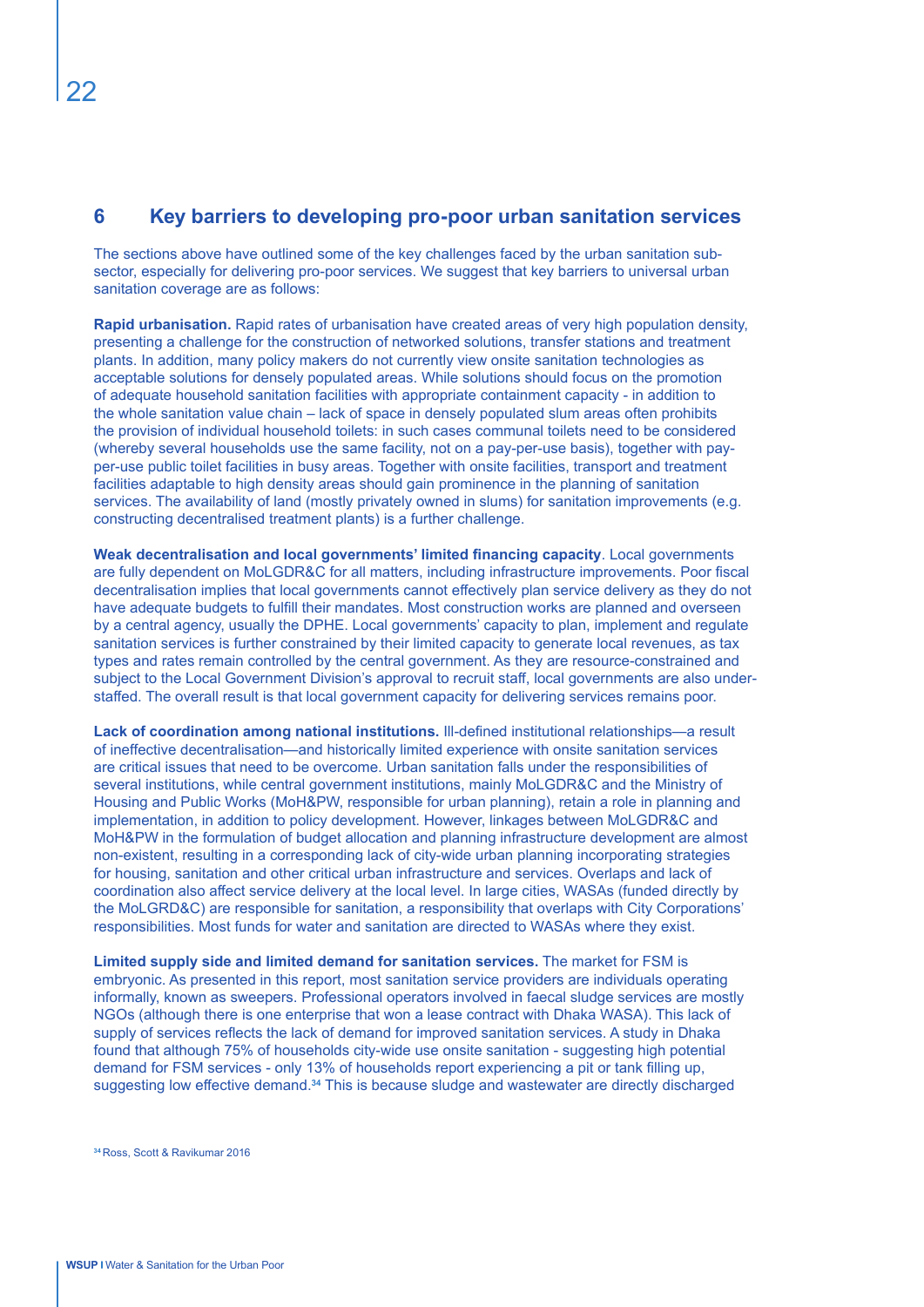## 6 Key barriers to developing pro-poor urban sanitation services

The sections above have outlined some of the key challenges faced by the urban sanitation sub-sector, especially for delivering pro-poor services. We suggest that key barriers to universal urban sanitation coverage are as follows:

**Rapid urbanisation.** Rapid rates of urbanisation have created areas of very high population density, presenting a challenge for the construction of networked solutions, transfer stations and treatment plants. In addition, many policy makers do not currently view onsite sanitation technologies as acceptable solutions for densely populated areas. While solutions should focus on the promotion of adequate household sanitation facilities with appropriate containment capacity - in addition to the whole sanitation value chain – lack of space in densely populated slum areas often prohibits the provision of individual household toilets: in such cases communal toilets need to be considered (whereby several households use the same facility, not on a pay-per-use basis), together with pay-per-use public toilet facilities in busy areas. Together with onsite facilities, transport and treatment facilities adaptable to high density areas should gain prominence in the planning of sanitation services. The availability of land (mostly privately owned in slums) for sanitation improvements (e.g. constructing decentralised treatment plants) is a further challenge.

**Weak decentralisation and local governments' limited financing capacity**. Local governments are fully dependent on MoLGDR&C for all matters, including infrastructure improvements. Poor fiscal decentralisation implies that local governments cannot effectively plan service delivery as they do not have adequate budgets to fulfill their mandates. Most construction works are planned and overseen by a central agency, usually the DPHE. Local governments' capacity to plan, implement and regulate sanitation services is further constrained by their limited capacity to generate local revenues, as tax types and rates remain controlled by the central government. As they are resource-constrained and subject to the Local Government Division's approval to recruit staff, local governments are also under-staffed. The overall result is that local government capacity for delivering services remains poor.

**Lack of coordination among national institutions.** Ill-defined institutional relationships—a result of ineffective decentralisation—and historically limited experience with onsite sanitation services are critical issues that need to be overcome. Urban sanitation falls under the responsibilities of several institutions, while central government institutions, mainly MoLGDR&C and the Ministry of Housing and Public Works (MoH&PW, responsible for urban planning), retain a role in planning and implementation, in addition to policy development. However, linkages between MoLGDR&C and MoH&PW in the formulation of budget allocation and planning infrastructure development are almost non-existent, resulting in a corresponding lack of city-wide urban planning incorporating strategies for housing, sanitation and other critical urban infrastructure and services. Overlaps and lack of coordination also affect service delivery at the local level. In large cities, WASAs (funded directly by the MoLGRD&C) are responsible for sanitation, a responsibility that overlaps with City Corporations' responsibilities. Most funds for water and sanitation are directed to WASAs where they exist.

**Limited supply side and limited demand for sanitation services.** The market for FSM is embryonic. As presented in this report, most sanitation service providers are individuals operating informally, known as sweepers. Professional operators involved in faecal sludge services are mostly NGOs (although there is one enterprise that won a lease contract with Dhaka WASA). This lack of supply of services reflects the lack of demand for improved sanitation services. A study in Dhaka found that although 75% of households city-wide use onsite sanitation - suggesting high potential demand for FSM services - only 13% of households report experiencing a pit or tank filling up, suggesting low effective demand.[34] This is because sludge and wastewater are directly discharged

[34] Ross, Scott & Ravikumar 2016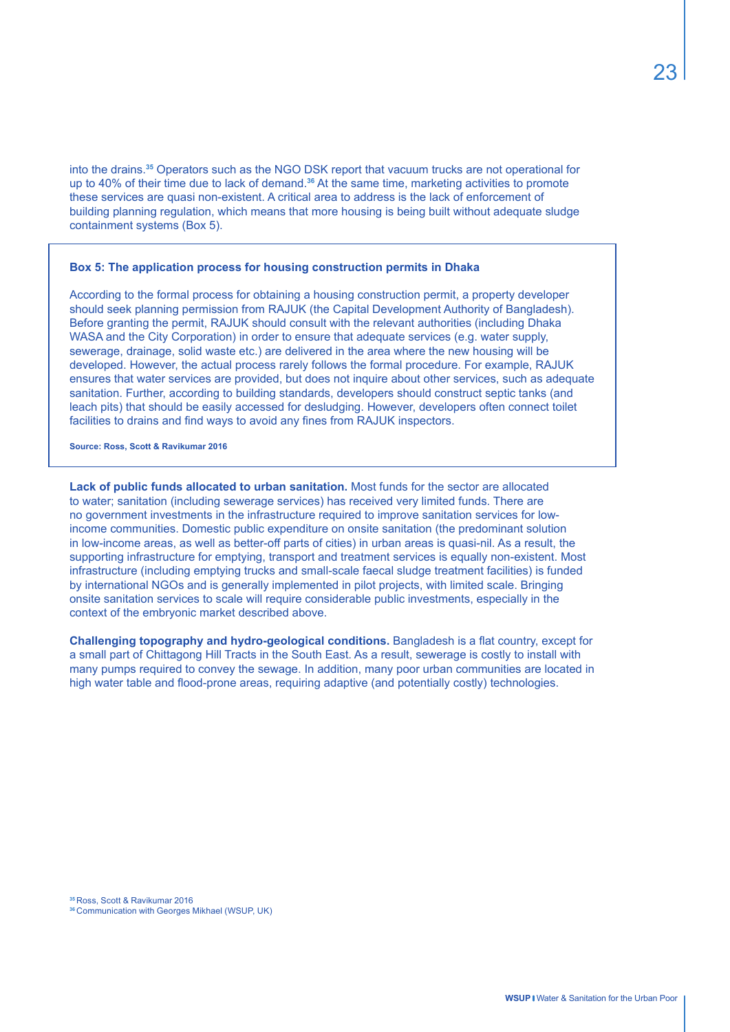into the drains.[35] Operators such as the NGO DSK report that vacuum trucks are not operational for up to 40% of their time due to lack of demand.[36] At the same time, marketing activities to promote these services are quasi non-existent. A critical area to address is the lack of enforcement of building planning regulation, which means that more housing is being built without adequate sludge containment systems (Box 5).

> **Box 5: The application process for housing construction permits in Dhaka**
>
> According to the formal process for obtaining a housing construction permit, a property developer should seek planning permission from RAJUK (the Capital Development Authority of Bangladesh). Before granting the permit, RAJUK should consult with the relevant authorities (including Dhaka WASA and the City Corporation) in order to ensure that adequate services (e.g. water supply, sewerage, drainage, solid waste etc.) are delivered in the area where the new housing will be developed. However, the actual process rarely follows the formal procedure. For example, RAJUK ensures that water services are provided, but does not inquire about other services, such as adequate sanitation. Further, according to building standards, developers should construct septic tanks (and leach pits) that should be easily accessed for desludging. However, developers often connect toilet facilities to drains and find ways to avoid any fines from RAJUK inspectors.
>
> **Source: Ross, Scott & Ravikumar 2016**

**Lack of public funds allocated to urban sanitation.** Most funds for the sector are allocated to water; sanitation (including sewerage services) has received very limited funds. There are no government investments in the infrastructure required to improve sanitation services for low-income communities. Domestic public expenditure on onsite sanitation (the predominant solution in low-income areas, as well as better-off parts of cities) in urban areas is quasi-nil. As a result, the supporting infrastructure for emptying, transport and treatment services is equally non-existent. Most infrastructure (including emptying trucks and small-scale faecal sludge treatment facilities) is funded by international NGOs and is generally implemented in pilot projects, with limited scale. Bringing onsite sanitation services to scale will require considerable public investments, especially in the context of the embryonic market described above.

**Challenging topography and hydro-geological conditions.** Bangladesh is a flat country, except for a small part of Chittagong Hill Tracts in the South East. As a result, sewerage is costly to install with many pumps required to convey the sewage. In addition, many poor urban communities are located in high water table and flood-prone areas, requiring adaptive (and potentially costly) technologies.

[35] Ross, Scott & Ravikumar 2016
[36] Communication with Georges Mikhael (WSUP, UK)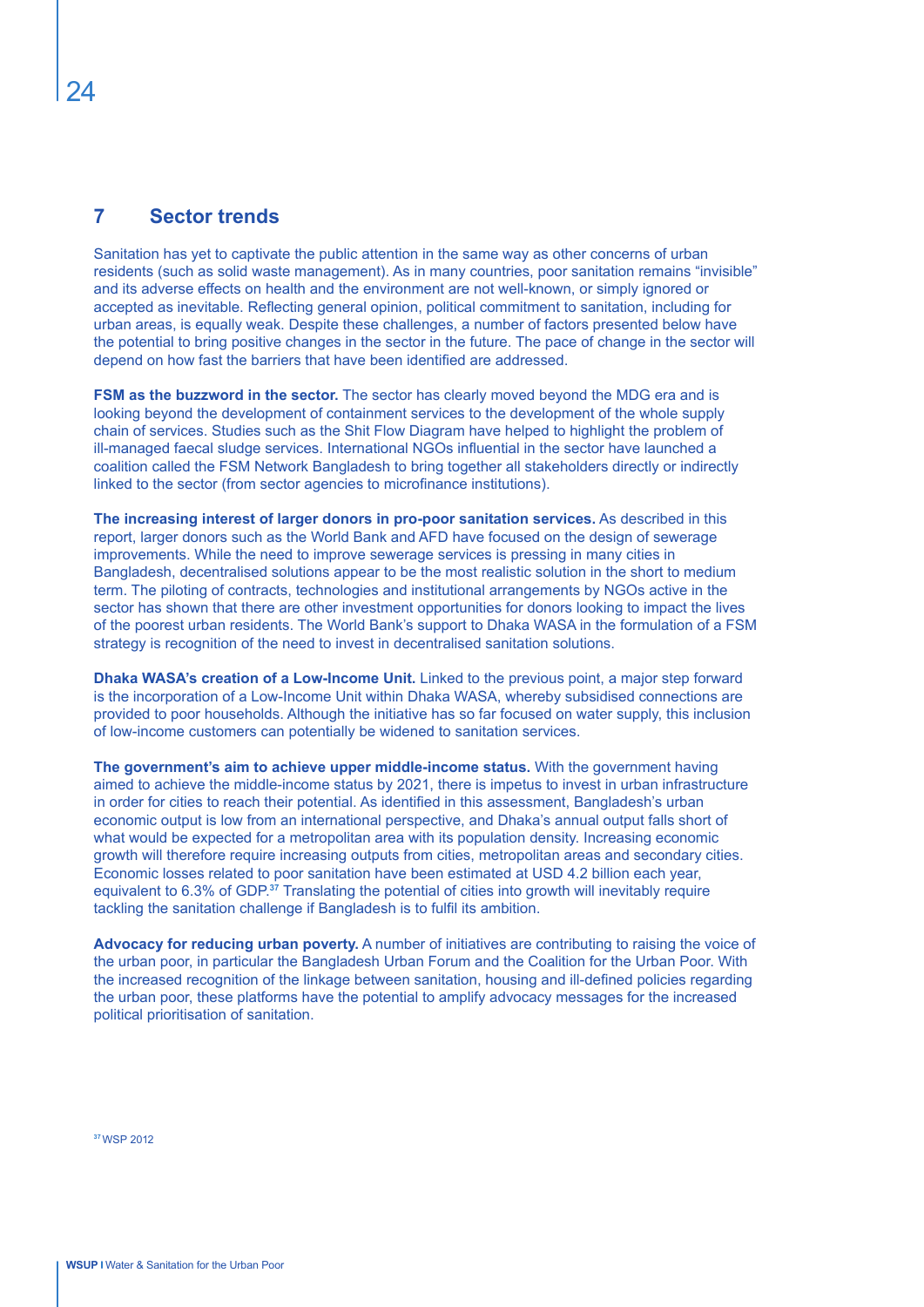## 7 Sector trends

Sanitation has yet to captivate the public attention in the same way as other concerns of urban residents (such as solid waste management). As in many countries, poor sanitation remains "invisible" and its adverse effects on health and the environment are not well-known, or simply ignored or accepted as inevitable. Reflecting general opinion, political commitment to sanitation, including for urban areas, is equally weak. Despite these challenges, a number of factors presented below have the potential to bring positive changes in the sector in the future. The pace of change in the sector will depend on how fast the barriers that have been identified are addressed.

**FSM as the buzzword in the sector.** The sector has clearly moved beyond the MDG era and is looking beyond the development of containment services to the development of the whole supply chain of services. Studies such as the Shit Flow Diagram have helped to highlight the problem of ill-managed faecal sludge services. International NGOs influential in the sector have launched a coalition called the FSM Network Bangladesh to bring together all stakeholders directly or indirectly linked to the sector (from sector agencies to microfinance institutions).

**The increasing interest of larger donors in pro-poor sanitation services.** As described in this report, larger donors such as the World Bank and AFD have focused on the design of sewerage improvements. While the need to improve sewerage services is pressing in many cities in Bangladesh, decentralised solutions appear to be the most realistic solution in the short to medium term. The piloting of contracts, technologies and institutional arrangements by NGOs active in the sector has shown that there are other investment opportunities for donors looking to impact the lives of the poorest urban residents. The World Bank's support to Dhaka WASA in the formulation of a FSM strategy is recognition of the need to invest in decentralised sanitation solutions.

**Dhaka WASA's creation of a Low-Income Unit.** Linked to the previous point, a major step forward is the incorporation of a Low-Income Unit within Dhaka WASA, whereby subsidised connections are provided to poor households. Although the initiative has so far focused on water supply, this inclusion of low-income customers can potentially be widened to sanitation services.

**The government's aim to achieve upper middle-income status.** With the government having aimed to achieve the middle-income status by 2021, there is impetus to invest in urban infrastructure in order for cities to reach their potential. As identified in this assessment, Bangladesh's urban economic output is low from an international perspective, and Dhaka's annual output falls short of what would be expected for a metropolitan area with its population density. Increasing economic growth will therefore require increasing outputs from cities, metropolitan areas and secondary cities. Economic losses related to poor sanitation have been estimated at USD 4.2 billion each year, equivalent to 6.3% of GDP.[37] Translating the potential of cities into growth will inevitably require tackling the sanitation challenge if Bangladesh is to fulfil its ambition.

**Advocacy for reducing urban poverty.** A number of initiatives are contributing to raising the voice of the urban poor, in particular the Bangladesh Urban Forum and the Coalition for the Urban Poor. With the increased recognition of the linkage between sanitation, housing and ill-defined policies regarding the urban poor, these platforms have the potential to amplify advocacy messages for the increased political prioritisation of sanitation.

[37] WSP 2012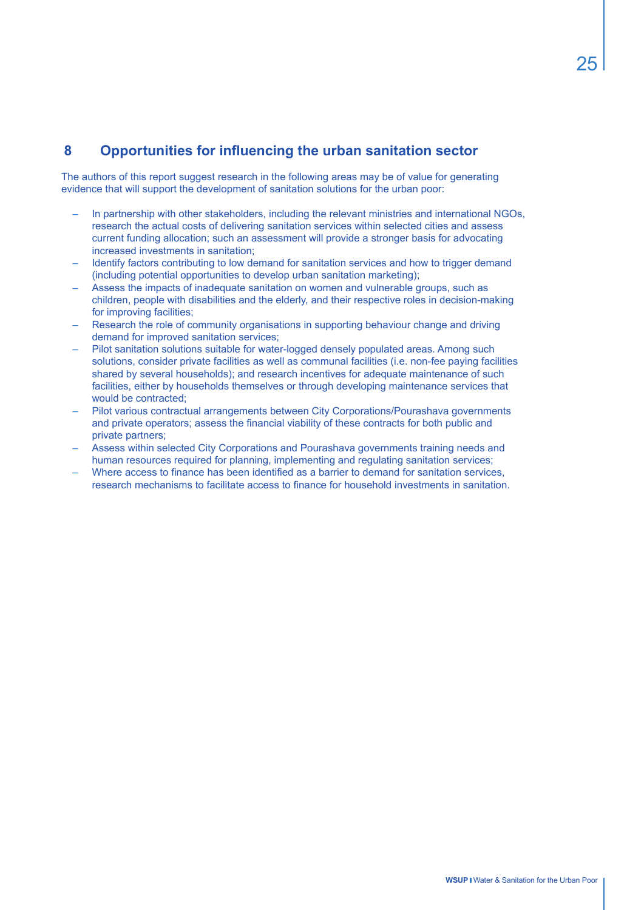## 8 Opportunities for influencing the urban sanitation sector

The authors of this report suggest research in the following areas may be of value for generating evidence that will support the development of sanitation solutions for the urban poor:

- In partnership with other stakeholders, including the relevant ministries and international NGOs, research the actual costs of delivering sanitation services within selected cities and assess current funding allocation; such an assessment will provide a stronger basis for advocating increased investments in sanitation;
- Identify factors contributing to low demand for sanitation services and how to trigger demand (including potential opportunities to develop urban sanitation marketing);
- Assess the impacts of inadequate sanitation on women and vulnerable groups, such as children, people with disabilities and the elderly, and their respective roles in decision-making for improving facilities;
- Research the role of community organisations in supporting behaviour change and driving demand for improved sanitation services;
- Pilot sanitation solutions suitable for water-logged densely populated areas. Among such solutions, consider private facilities as well as communal facilities (i.e. non-fee paying facilities shared by several households); and research incentives for adequate maintenance of such facilities, either by households themselves or through developing maintenance services that would be contracted;
- Pilot various contractual arrangements between City Corporations/Pourashava governments and private operators; assess the financial viability of these contracts for both public and private partners;
- Assess within selected City Corporations and Pourashava governments training needs and human resources required for planning, implementing and regulating sanitation services;
- Where access to finance has been identified as a barrier to demand for sanitation services, research mechanisms to facilitate access to finance for household investments in sanitation.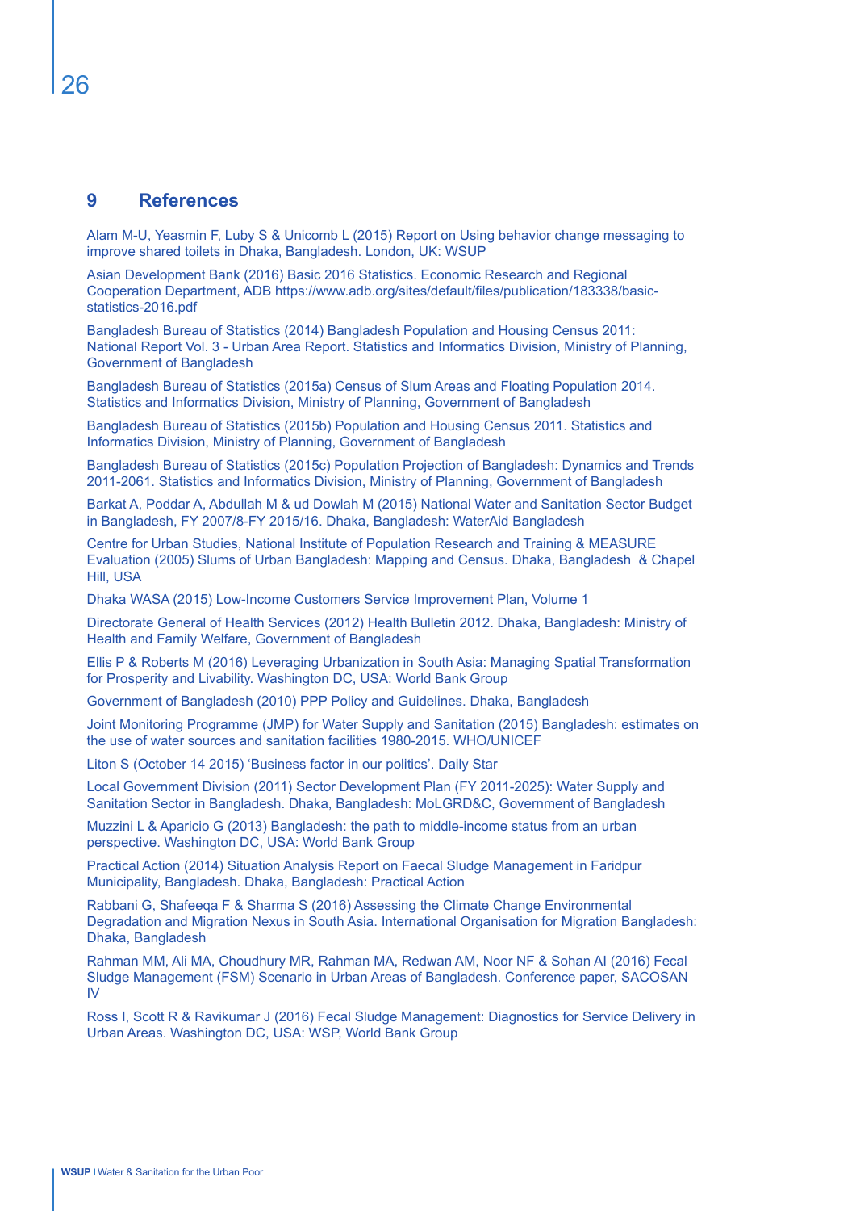## 9 References

Alam M-U, Yeasmin F, Luby S & Unicomb L (2015) Report on Using behavior change messaging to improve shared toilets in Dhaka, Bangladesh. London, UK: WSUP

Asian Development Bank (2016) Basic 2016 Statistics. Economic Research and Regional Cooperation Department, ADB https://www.adb.org/sites/default/files/publication/183338/basic-statistics-2016.pdf

Bangladesh Bureau of Statistics (2014) Bangladesh Population and Housing Census 2011: National Report Vol. 3 - Urban Area Report. Statistics and Informatics Division, Ministry of Planning, Government of Bangladesh

Bangladesh Bureau of Statistics (2015a) Census of Slum Areas and Floating Population 2014. Statistics and Informatics Division, Ministry of Planning, Government of Bangladesh

Bangladesh Bureau of Statistics (2015b) Population and Housing Census 2011. Statistics and Informatics Division, Ministry of Planning, Government of Bangladesh

Bangladesh Bureau of Statistics (2015c) Population Projection of Bangladesh: Dynamics and Trends 2011-2061. Statistics and Informatics Division, Ministry of Planning, Government of Bangladesh

Barkat A, Poddar A, Abdullah M & ud Dowlah M (2015) National Water and Sanitation Sector Budget in Bangladesh, FY 2007/8-FY 2015/16. Dhaka, Bangladesh: WaterAid Bangladesh

Centre for Urban Studies, National Institute of Population Research and Training & MEASURE Evaluation (2005) Slums of Urban Bangladesh: Mapping and Census. Dhaka, Bangladesh & Chapel Hill, USA

Dhaka WASA (2015) Low-Income Customers Service Improvement Plan, Volume 1

Directorate General of Health Services (2012) Health Bulletin 2012. Dhaka, Bangladesh: Ministry of Health and Family Welfare, Government of Bangladesh

Ellis P & Roberts M (2016) Leveraging Urbanization in South Asia: Managing Spatial Transformation for Prosperity and Livability. Washington DC, USA: World Bank Group

Government of Bangladesh (2010) PPP Policy and Guidelines. Dhaka, Bangladesh

Joint Monitoring Programme (JMP) for Water Supply and Sanitation (2015) Bangladesh: estimates on the use of water sources and sanitation facilities 1980-2015. WHO/UNICEF

Liton S (October 14 2015) 'Business factor in our politics'. Daily Star

Local Government Division (2011) Sector Development Plan (FY 2011-2025): Water Supply and Sanitation Sector in Bangladesh. Dhaka, Bangladesh: MoLGRD&C, Government of Bangladesh

Muzzini L & Aparicio G (2013) Bangladesh: the path to middle-income status from an urban perspective. Washington DC, USA: World Bank Group

Practical Action (2014) Situation Analysis Report on Faecal Sludge Management in Faridpur Municipality, Bangladesh. Dhaka, Bangladesh: Practical Action

Rabbani G, Shafeeqa F & Sharma S (2016) Assessing the Climate Change Environmental Degradation and Migration Nexus in South Asia. International Organisation for Migration Bangladesh: Dhaka, Bangladesh

Rahman MM, Ali MA, Choudhury MR, Rahman MA, Redwan AM, Noor NF & Sohan AI (2016) Fecal Sludge Management (FSM) Scenario in Urban Areas of Bangladesh. Conference paper, SACOSAN IV

Ross I, Scott R & Ravikumar J (2016) Fecal Sludge Management: Diagnostics for Service Delivery in Urban Areas. Washington DC, USA: WSP, World Bank Group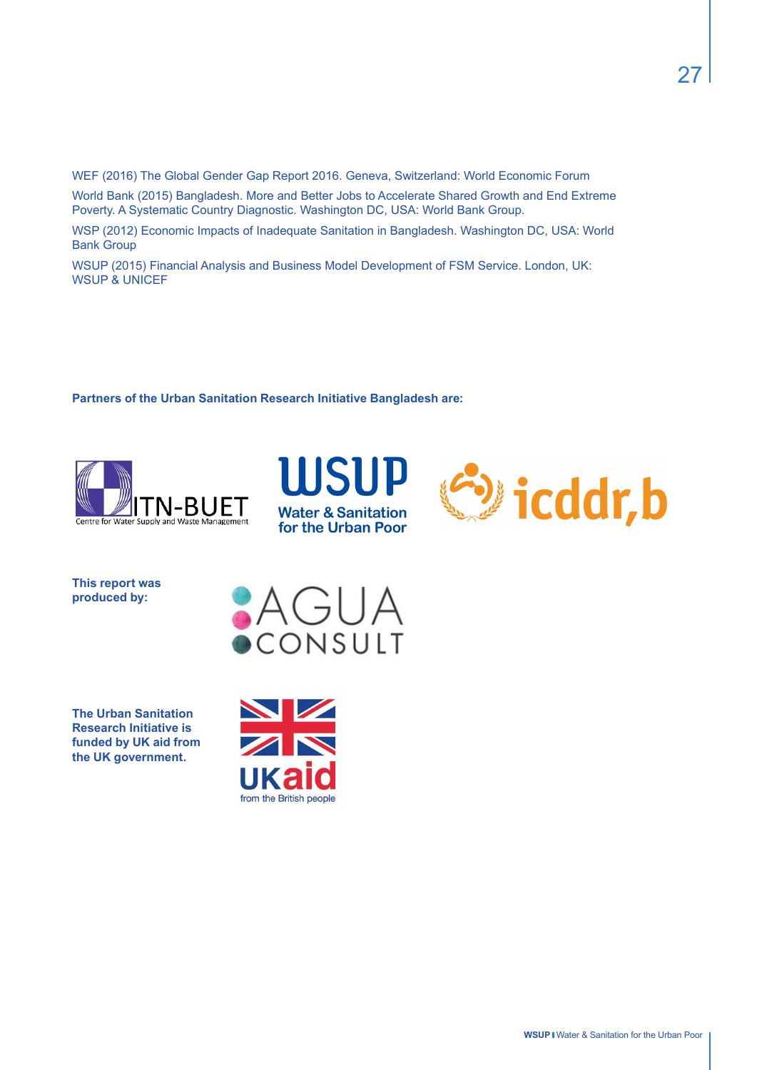WEF (2016) The Global Gender Gap Report 2016. Geneva, Switzerland: World Economic Forum

World Bank (2015) Bangladesh. More and Better Jobs to Accelerate Shared Growth and End Extreme Poverty. A Systematic Country Diagnostic. Washington DC, USA: World Bank Group.

WSP (2012) Economic Impacts of Inadequate Sanitation in Bangladesh. Washington DC, USA: World Bank Group

WSUP (2015) Financial Analysis and Business Model Development of FSM Service. London, UK: WSUP & UNICEF

**Partners of the Urban Sanitation Research Initiative Bangladesh are:**

ITN-BUET Centre for Water Supply and Waste Management

WSUP Water & Sanitation for the Urban Poor

icddr,b

**This report was produced by:**

AGUA CONSULT

**The Urban Sanitation Research Initiative is funded by UK aid from the UK government.**

UKaid from the British people